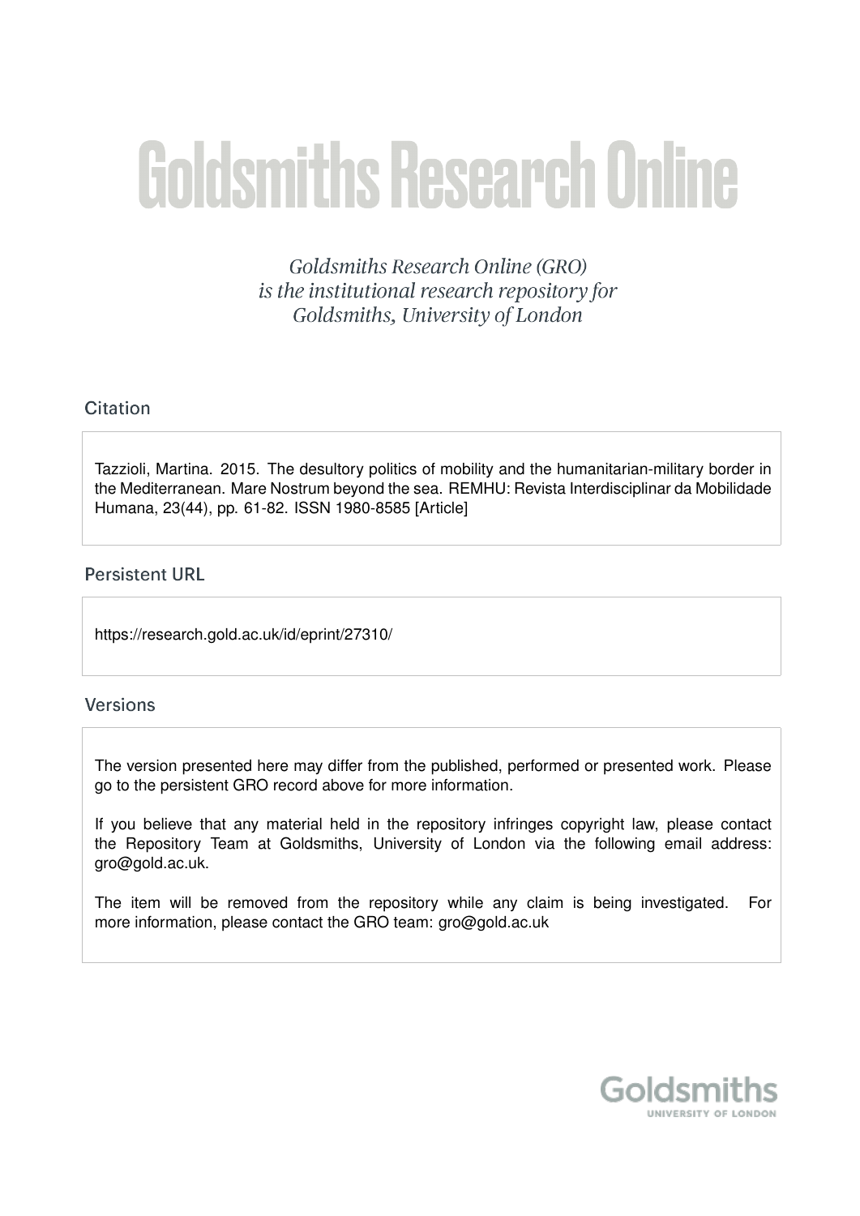# Goldsmiths Research Online

*Goldsmiths Research Online (GRO) is the institutional research repository for Goldsmiths, University of London*

## Citation

Tazzioli, Martina. 2015. The desultory politics of mobility and the humanitarian-military border in the Mediterranean. Mare Nostrum beyond the sea. REMHU: Revista Interdisciplinar da Mobilidade Humana, 23(44), pp. 61-82. ISSN 1980-8585 [Article]

## Persistent URL

https://research.gold.ac.uk/id/eprint/27310/

## Versions

The version presented here may differ from the published, performed or presented work. Please go to the persistent GRO record above for more information.

If you believe that any material held in the repository infringes copyright law, please contact the Repository Team at Goldsmiths, University of London via the following email address: gro@gold.ac.uk.

The item will be removed from the repository while any claim is being investigated. For more information, please contact the GRO team: gro@gold.ac.uk

Goldsmiths
UNIVERSITY OF LONDON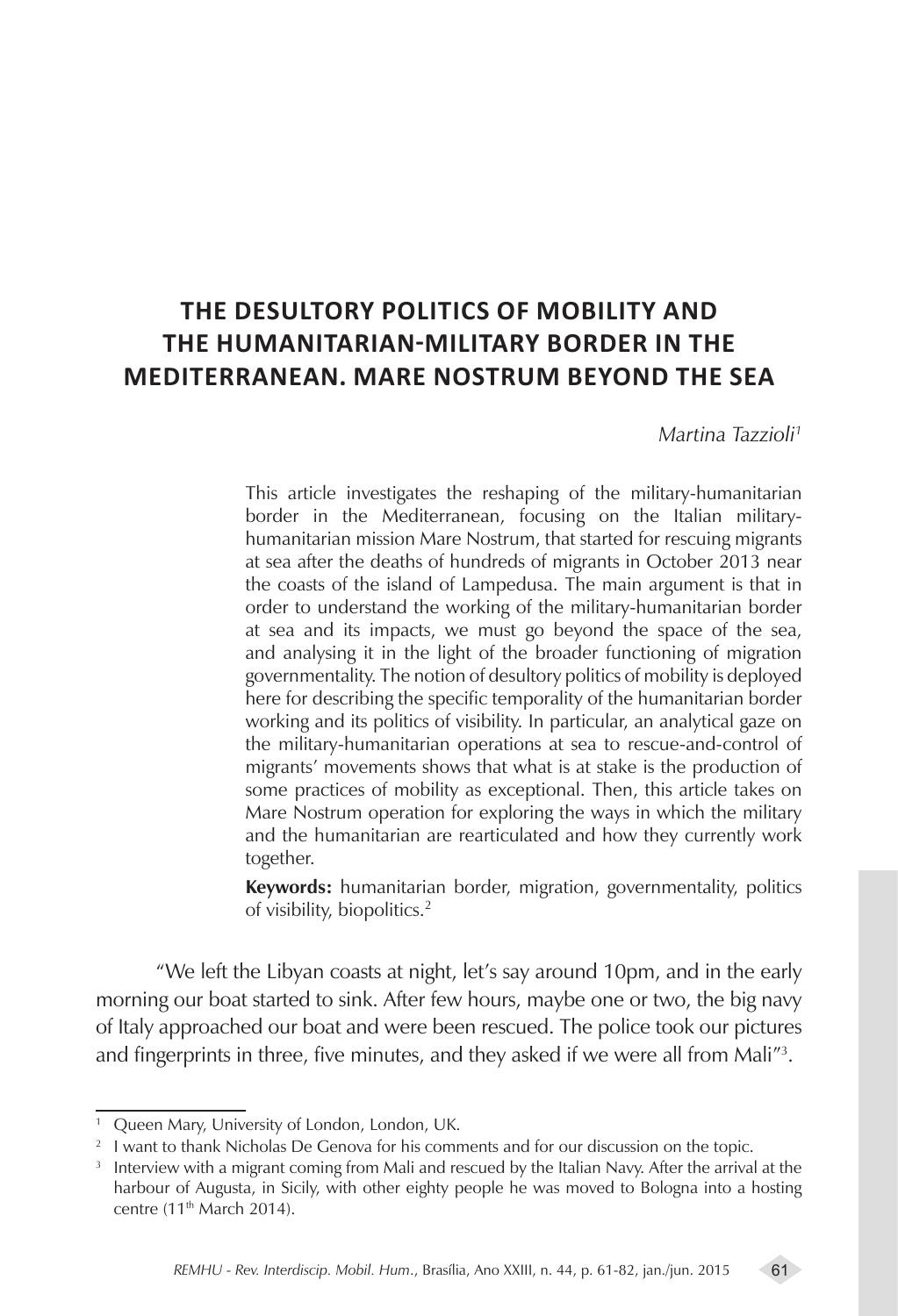# THE DESULTORY POLITICS OF MOBILITY AND THE HUMANITARIAN-MILITARY BORDER IN THE MEDITERRANEAN. MARE NOSTRUM BEYOND THE SEA

*Martina Tazzioli*[1]

This article investigates the reshaping of the military-humanitarian border in the Mediterranean, focusing on the Italian military-humanitarian mission Mare Nostrum, that started for rescuing migrants at sea after the deaths of hundreds of migrants in October 2013 near the coasts of the island of Lampedusa. The main argument is that in order to understand the working of the military-humanitarian border at sea and its impacts, we must go beyond the space of the sea, and analysing it in the light of the broader functioning of migration governmentality. The notion of desultory politics of mobility is deployed here for describing the specific temporality of the humanitarian border working and its politics of visibility. In particular, an analytical gaze on the military-humanitarian operations at sea to rescue-and-control of migrants' movements shows that what is at stake is the production of some practices of mobility as exceptional. Then, this article takes on Mare Nostrum operation for exploring the ways in which the military and the humanitarian are rearticulated and how they currently work together.

**Keywords:** humanitarian border, migration, governmentality, politics of visibility, biopolitics.[2]

"We left the Libyan coasts at night, let's say around 10pm, and in the early morning our boat started to sink. After few hours, maybe one or two, the big navy of Italy approached our boat and were been rescued. The police took our pictures and fingerprints in three, five minutes, and they asked if we were all from Mali"[3].

---

[1] Queen Mary, University of London, London, UK.

[2] I want to thank Nicholas De Genova for his comments and for our discussion on the topic.

[3] Interview with a migrant coming from Mali and rescued by the Italian Navy. After the arrival at the harbour of Augusta, in Sicily, with other eighty people he was moved to Bologna into a hosting centre (11th March 2014).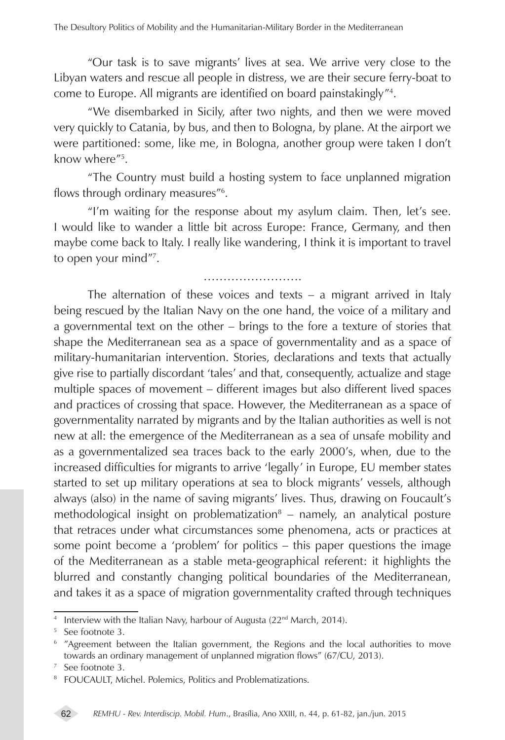"Our task is to save migrants' lives at sea. We arrive very close to the Libyan waters and rescue all people in distress, we are their secure ferry-boat to come to Europe. All migrants are identified on board painstakingly"[4].

"We disembarked in Sicily, after two nights, and then we were moved very quickly to Catania, by bus, and then to Bologna, by plane. At the airport we were partitioned: some, like me, in Bologna, another group were taken I don't know where"[5].

"The Country must build a hosting system to face unplanned migration flows through ordinary measures"[6].

"I'm waiting for the response about my asylum claim. Then, let's see. I would like to wander a little bit across Europe: France, Germany, and then maybe come back to Italy. I really like wandering, I think it is important to travel to open your mind"[7].

……………………

The alternation of these voices and texts – a migrant arrived in Italy being rescued by the Italian Navy on the one hand, the voice of a military and a governmental text on the other – brings to the fore a texture of stories that shape the Mediterranean sea as a space of governmentality and as a space of military-humanitarian intervention. Stories, declarations and texts that actually give rise to partially discordant 'tales' and that, consequently, actualize and stage multiple spaces of movement – different images but also different lived spaces and practices of crossing that space. However, the Mediterranean as a space of governmentality narrated by migrants and by the Italian authorities as well is not new at all: the emergence of the Mediterranean as a sea of unsafe mobility and as a governmentalized sea traces back to the early 2000's, when, due to the increased difficulties for migrants to arrive 'legally' in Europe, EU member states started to set up military operations at sea to block migrants' vessels, although always (also) in the name of saving migrants' lives. Thus, drawing on Foucault's methodological insight on problematization[8] – namely, an analytical posture that retraces under what circumstances some phenomena, acts or practices at some point become a 'problem' for politics – this paper questions the image of the Mediterranean as a stable meta-geographical referent: it highlights the blurred and constantly changing political boundaries of the Mediterranean, and takes it as a space of migration governmentality crafted through techniques

---

[4] Interview with the Italian Navy, harbour of Augusta (22nd March, 2014).

[5] See footnote 3.

[6] "Agreement between the Italian government, the Regions and the local authorities to move towards an ordinary management of unplanned migration flows" (67/CU, 2013).

[7] See footnote 3.

[8] FOUCAULT, Michel. Polemics, Politics and Problematizations.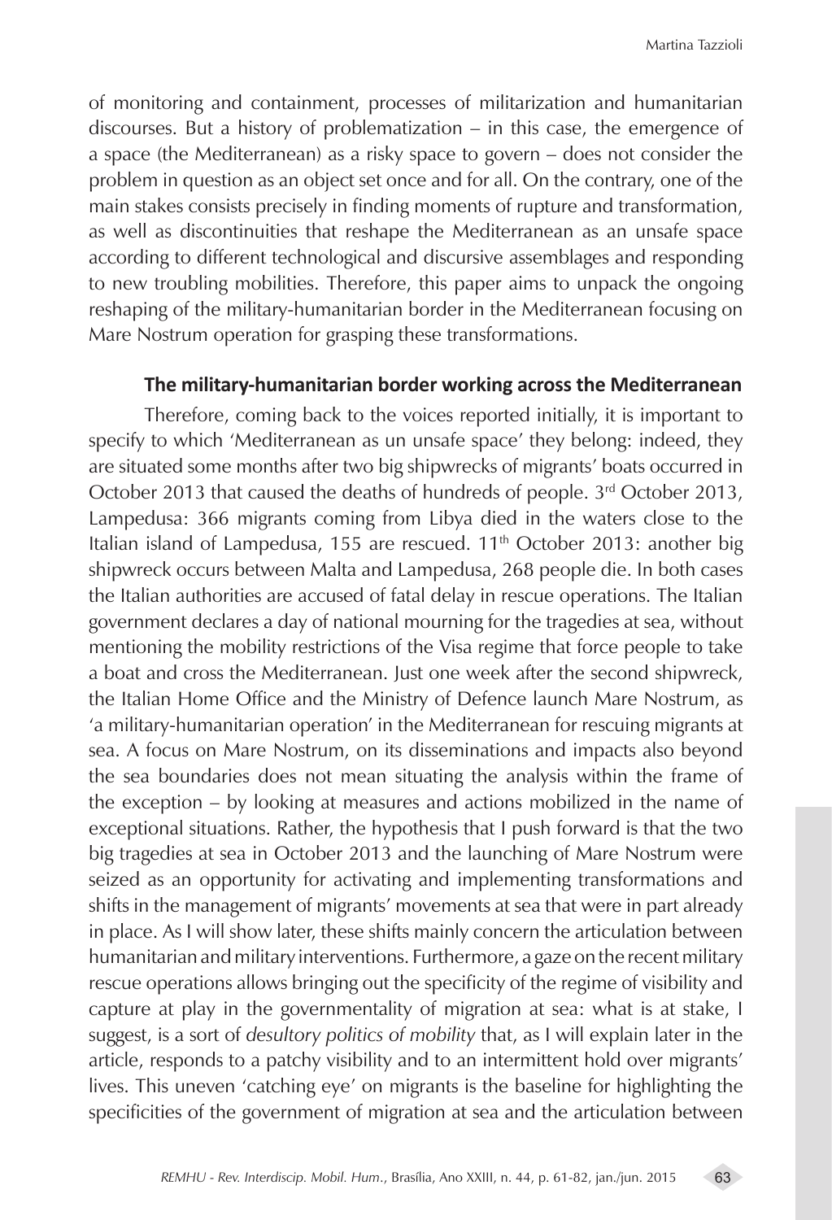of monitoring and containment, processes of militarization and humanitarian discourses. But a history of problematization – in this case, the emergence of a space (the Mediterranean) as a risky space to govern – does not consider the problem in question as an object set once and for all. On the contrary, one of the main stakes consists precisely in finding moments of rupture and transformation, as well as discontinuities that reshape the Mediterranean as an unsafe space according to different technological and discursive assemblages and responding to new troubling mobilities. Therefore, this paper aims to unpack the ongoing reshaping of the military-humanitarian border in the Mediterranean focusing on Mare Nostrum operation for grasping these transformations.

## The military-humanitarian border working across the Mediterranean

Therefore, coming back to the voices reported initially, it is important to specify to which 'Mediterranean as un unsafe space' they belong: indeed, they are situated some months after two big shipwrecks of migrants' boats occurred in October 2013 that caused the deaths of hundreds of people. 3rd October 2013, Lampedusa: 366 migrants coming from Libya died in the waters close to the Italian island of Lampedusa, 155 are rescued. 11th October 2013: another big shipwreck occurs between Malta and Lampedusa, 268 people die. In both cases the Italian authorities are accused of fatal delay in rescue operations. The Italian government declares a day of national mourning for the tragedies at sea, without mentioning the mobility restrictions of the Visa regime that force people to take a boat and cross the Mediterranean. Just one week after the second shipwreck, the Italian Home Office and the Ministry of Defence launch Mare Nostrum, as 'a military-humanitarian operation' in the Mediterranean for rescuing migrants at sea. A focus on Mare Nostrum, on its disseminations and impacts also beyond the sea boundaries does not mean situating the analysis within the frame of the exception – by looking at measures and actions mobilized in the name of exceptional situations. Rather, the hypothesis that I push forward is that the two big tragedies at sea in October 2013 and the launching of Mare Nostrum were seized as an opportunity for activating and implementing transformations and shifts in the management of migrants' movements at sea that were in part already in place. As I will show later, these shifts mainly concern the articulation between humanitarian and military interventions. Furthermore, a gaze on the recent military rescue operations allows bringing out the specificity of the regime of visibility and capture at play in the governmentality of migration at sea: what is at stake, I suggest, is a sort of *desultory politics of mobility* that, as I will explain later in the article, responds to a patchy visibility and to an intermittent hold over migrants' lives. This uneven 'catching eye' on migrants is the baseline for highlighting the specificities of the government of migration at sea and the articulation between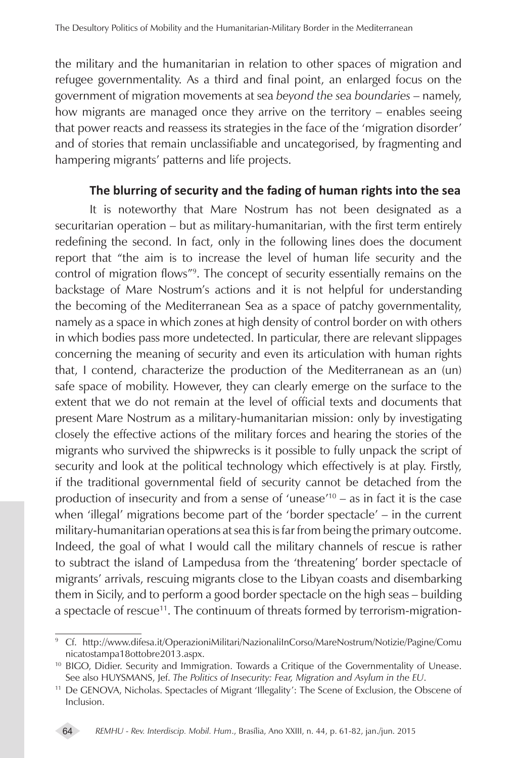the military and the humanitarian in relation to other spaces of migration and refugee governmentality. As a third and final point, an enlarged focus on the government of migration movements at sea *beyond the sea boundaries* – namely, how migrants are managed once they arrive on the territory – enables seeing that power reacts and reassess its strategies in the face of the 'migration disorder' and of stories that remain unclassifiable and uncategorised, by fragmenting and hampering migrants' patterns and life projects.

## The blurring of security and the fading of human rights into the sea

It is noteworthy that Mare Nostrum has not been designated as a securitarian operation – but as military-humanitarian, with the first term entirely redefining the second. In fact, only in the following lines does the document report that "the aim is to increase the level of human life security and the control of migration flows"[9]. The concept of security essentially remains on the backstage of Mare Nostrum's actions and it is not helpful for understanding the becoming of the Mediterranean Sea as a space of patchy governmentality, namely as a space in which zones at high density of control border on with others in which bodies pass more undetected. In particular, there are relevant slippages concerning the meaning of security and even its articulation with human rights that, I contend, characterize the production of the Mediterranean as an (un) safe space of mobility. However, they can clearly emerge on the surface to the extent that we do not remain at the level of official texts and documents that present Mare Nostrum as a military-humanitarian mission: only by investigating closely the effective actions of the military forces and hearing the stories of the migrants who survived the shipwrecks is it possible to fully unpack the script of security and look at the political technology which effectively is at play. Firstly, if the traditional governmental field of security cannot be detached from the production of insecurity and from a sense of 'unease'[10] – as in fact it is the case when 'illegal' migrations become part of the 'border spectacle' – in the current military-humanitarian operations at sea this is far from being the primary outcome. Indeed, the goal of what I would call the military channels of rescue is rather to subtract the island of Lampedusa from the 'threatening' border spectacle of migrants' arrivals, rescuing migrants close to the Libyan coasts and disembarking them in Sicily, and to perform a good border spectacle on the high seas – building a spectacle of rescue[11]. The continuum of threats formed by terrorism-migration-

---

[9] Cf. http://www.difesa.it/OperazioniMilitari/NazionaliInCorso/MareNostrum/Notizie/Pagine/Comunicatostampa18ottobre2013.aspx.

[10] BIGO, Didier. Security and Immigration. Towards a Critique of the Governmentality of Unease. See also HUYSMANS, Jef. *The Politics of Insecurity: Fear, Migration and Asylum in the EU*.

[11] De GENOVA, Nicholas. Spectacles of Migrant 'Illegality': The Scene of Exclusion, the Obscene of Inclusion.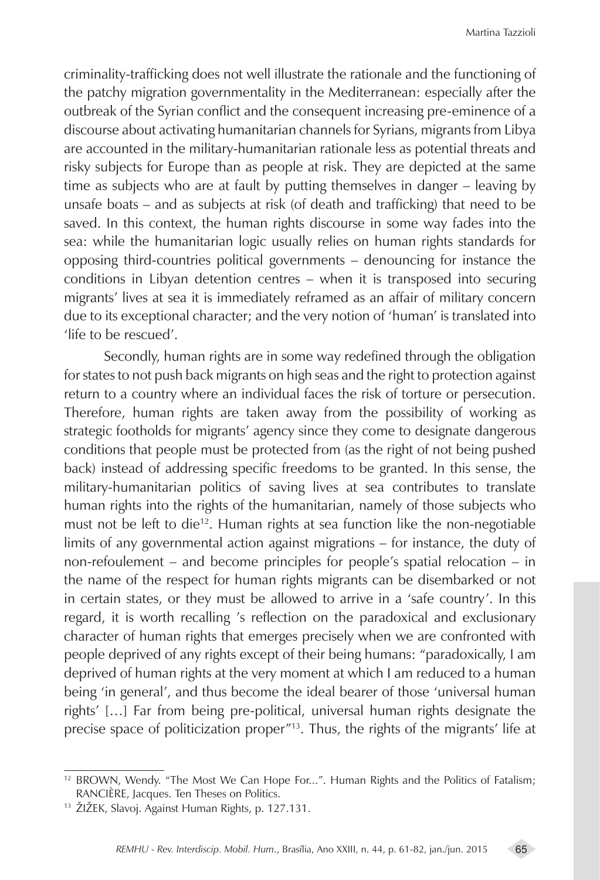criminality-trafficking does not well illustrate the rationale and the functioning of the patchy migration governmentality in the Mediterranean: especially after the outbreak of the Syrian conflict and the consequent increasing pre-eminence of a discourse about activating humanitarian channels for Syrians, migrants from Libya are accounted in the military-humanitarian rationale less as potential threats and risky subjects for Europe than as people at risk. They are depicted at the same time as subjects who are at fault by putting themselves in danger – leaving by unsafe boats – and as subjects at risk (of death and trafficking) that need to be saved. In this context, the human rights discourse in some way fades into the sea: while the humanitarian logic usually relies on human rights standards for opposing third-countries political governments – denouncing for instance the conditions in Libyan detention centres – when it is transposed into securing migrants' lives at sea it is immediately reframed as an affair of military concern due to its exceptional character; and the very notion of 'human' is translated into 'life to be rescued'.

Secondly, human rights are in some way redefined through the obligation for states to not push back migrants on high seas and the right to protection against return to a country where an individual faces the risk of torture or persecution. Therefore, human rights are taken away from the possibility of working as strategic footholds for migrants' agency since they come to designate dangerous conditions that people must be protected from (as the right of not being pushed back) instead of addressing specific freedoms to be granted. In this sense, the military-humanitarian politics of saving lives at sea contributes to translate human rights into the rights of the humanitarian, namely of those subjects who must not be left to die[12]. Human rights at sea function like the non-negotiable limits of any governmental action against migrations – for instance, the duty of non-refoulement – and become principles for people's spatial relocation – in the name of the respect for human rights migrants can be disembarked or not in certain states, or they must be allowed to arrive in a 'safe country'. In this regard, it is worth recalling 's reflection on the paradoxical and exclusionary character of human rights that emerges precisely when we are confronted with people deprived of any rights except of their being humans: "paradoxically, I am deprived of human rights at the very moment at which I am reduced to a human being 'in general', and thus become the ideal bearer of those 'universal human rights' […] Far from being pre-political, universal human rights designate the precise space of politicization proper"[13]. Thus, the rights of the migrants' life at

---

[12] BROWN, Wendy. "The Most We Can Hope For...". Human Rights and the Politics of Fatalism; RANCIÈRE, Jacques. Ten Theses on Politics.

[13] ŽIŽEK, Slavoj. Against Human Rights, p. 127.131.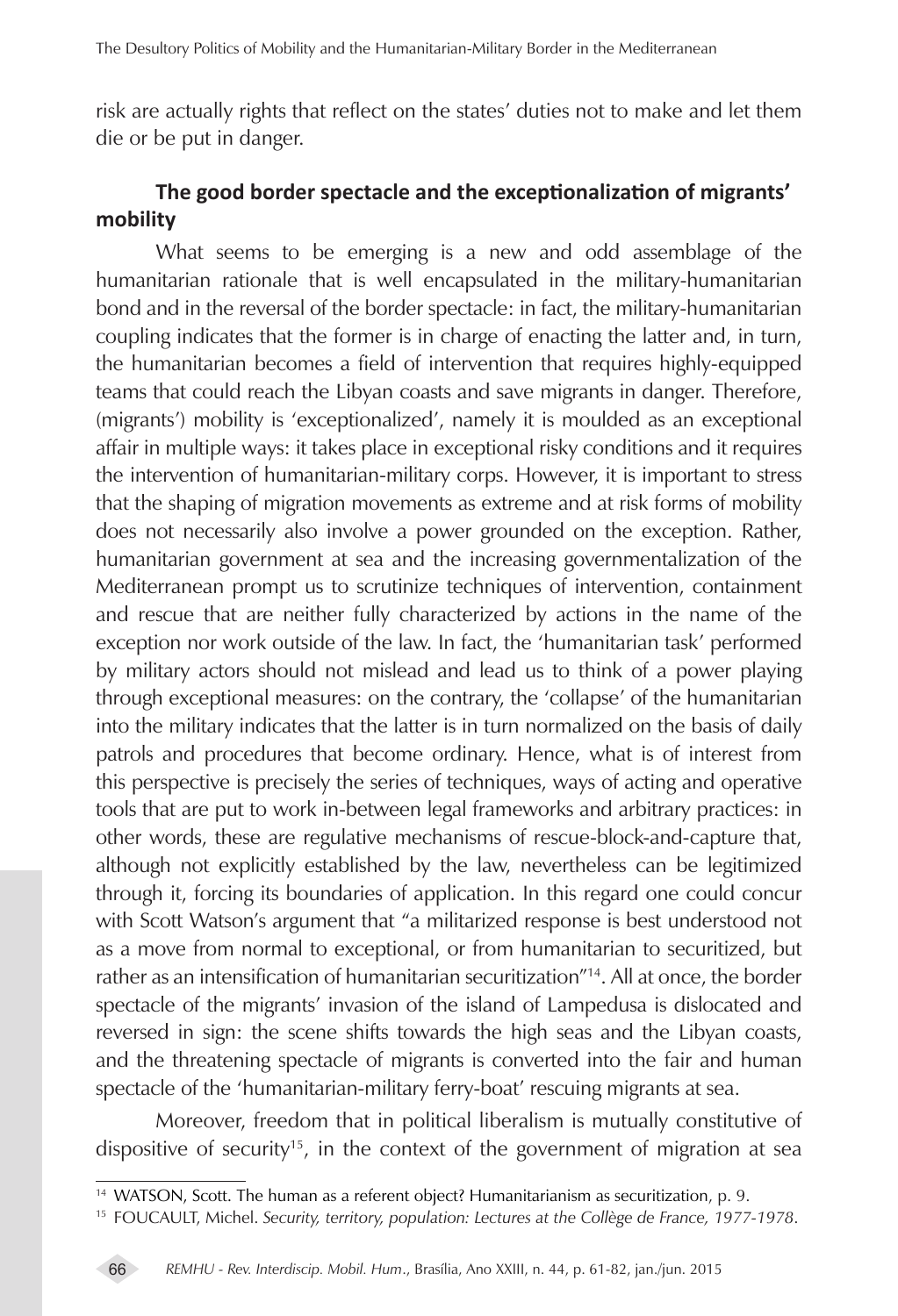risk are actually rights that reflect on the states' duties not to make and let them die or be put in danger.

## The good border spectacle and the exceptionalization of migrants' mobility

What seems to be emerging is a new and odd assemblage of the humanitarian rationale that is well encapsulated in the military-humanitarian bond and in the reversal of the border spectacle: in fact, the military-humanitarian coupling indicates that the former is in charge of enacting the latter and, in turn, the humanitarian becomes a field of intervention that requires highly-equipped teams that could reach the Libyan coasts and save migrants in danger. Therefore, (migrants') mobility is 'exceptionalized', namely it is moulded as an exceptional affair in multiple ways: it takes place in exceptional risky conditions and it requires the intervention of humanitarian-military corps. However, it is important to stress that the shaping of migration movements as extreme and at risk forms of mobility does not necessarily also involve a power grounded on the exception. Rather, humanitarian government at sea and the increasing governmentalization of the Mediterranean prompt us to scrutinize techniques of intervention, containment and rescue that are neither fully characterized by actions in the name of the exception nor work outside of the law. In fact, the 'humanitarian task' performed by military actors should not mislead and lead us to think of a power playing through exceptional measures: on the contrary, the 'collapse' of the humanitarian into the military indicates that the latter is in turn normalized on the basis of daily patrols and procedures that become ordinary. Hence, what is of interest from this perspective is precisely the series of techniques, ways of acting and operative tools that are put to work in-between legal frameworks and arbitrary practices: in other words, these are regulative mechanisms of rescue-block-and-capture that, although not explicitly established by the law, nevertheless can be legitimized through it, forcing its boundaries of application. In this regard one could concur with Scott Watson's argument that "a militarized response is best understood not as a move from normal to exceptional, or from humanitarian to securitized, but rather as an intensification of humanitarian securitization"[14]. All at once, the border spectacle of the migrants' invasion of the island of Lampedusa is dislocated and reversed in sign: the scene shifts towards the high seas and the Libyan coasts, and the threatening spectacle of migrants is converted into the fair and human spectacle of the 'humanitarian-military ferry-boat' rescuing migrants at sea.

Moreover, freedom that in political liberalism is mutually constitutive of dispositive of security[15], in the context of the government of migration at sea

---

[14] WATSON, Scott. The human as a referent object? Humanitarianism as securitization, p. 9.

[15] FOUCAULT, Michel. *Security, territory, population: Lectures at the Collège de France, 1977-1978*.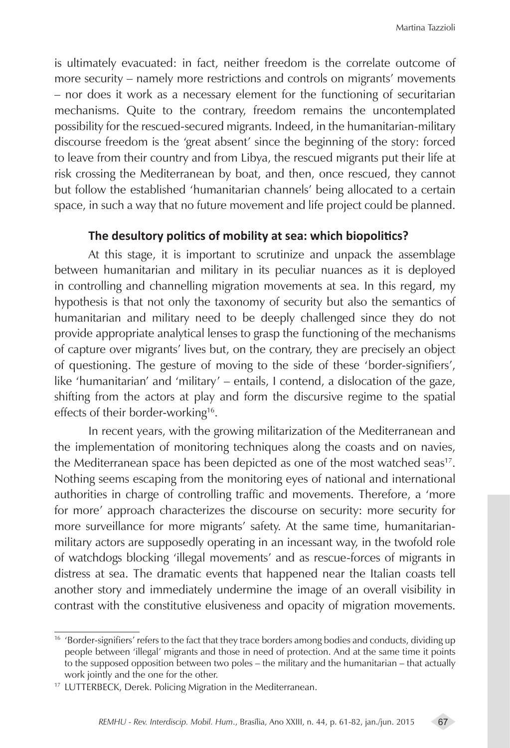is ultimately evacuated: in fact, neither freedom is the correlate outcome of more security – namely more restrictions and controls on migrants' movements – nor does it work as a necessary element for the functioning of securitarian mechanisms. Quite to the contrary, freedom remains the uncontemplated possibility for the rescued-secured migrants. Indeed, in the humanitarian-military discourse freedom is the 'great absent' since the beginning of the story: forced to leave from their country and from Libya, the rescued migrants put their life at risk crossing the Mediterranean by boat, and then, once rescued, they cannot but follow the established 'humanitarian channels' being allocated to a certain space, in such a way that no future movement and life project could be planned.

## The desultory politics of mobility at sea: which biopolitics?

At this stage, it is important to scrutinize and unpack the assemblage between humanitarian and military in its peculiar nuances as it is deployed in controlling and channelling migration movements at sea. In this regard, my hypothesis is that not only the taxonomy of security but also the semantics of humanitarian and military need to be deeply challenged since they do not provide appropriate analytical lenses to grasp the functioning of the mechanisms of capture over migrants' lives but, on the contrary, they are precisely an object of questioning. The gesture of moving to the side of these 'border-signifiers', like 'humanitarian' and 'military' – entails, I contend, a dislocation of the gaze, shifting from the actors at play and form the discursive regime to the spatial effects of their border-working[16].

In recent years, with the growing militarization of the Mediterranean and the implementation of monitoring techniques along the coasts and on navies, the Mediterranean space has been depicted as one of the most watched seas[17]. Nothing seems escaping from the monitoring eyes of national and international authorities in charge of controlling traffic and movements. Therefore, a 'more for more' approach characterizes the discourse on security: more security for more surveillance for more migrants' safety. At the same time, humanitarian-military actors are supposedly operating in an incessant way, in the twofold role of watchdogs blocking 'illegal movements' and as rescue-forces of migrants in distress at sea. The dramatic events that happened near the Italian coasts tell another story and immediately undermine the image of an overall visibility in contrast with the constitutive elusiveness and opacity of migration movements.

---

[16] 'Border-signifiers' refers to the fact that they trace borders among bodies and conducts, dividing up people between 'illegal' migrants and those in need of protection. And at the same time it points to the supposed opposition between two poles – the military and the humanitarian – that actually work jointly and the one for the other.

[17] LUTTERBECK, Derek. Policing Migration in the Mediterranean.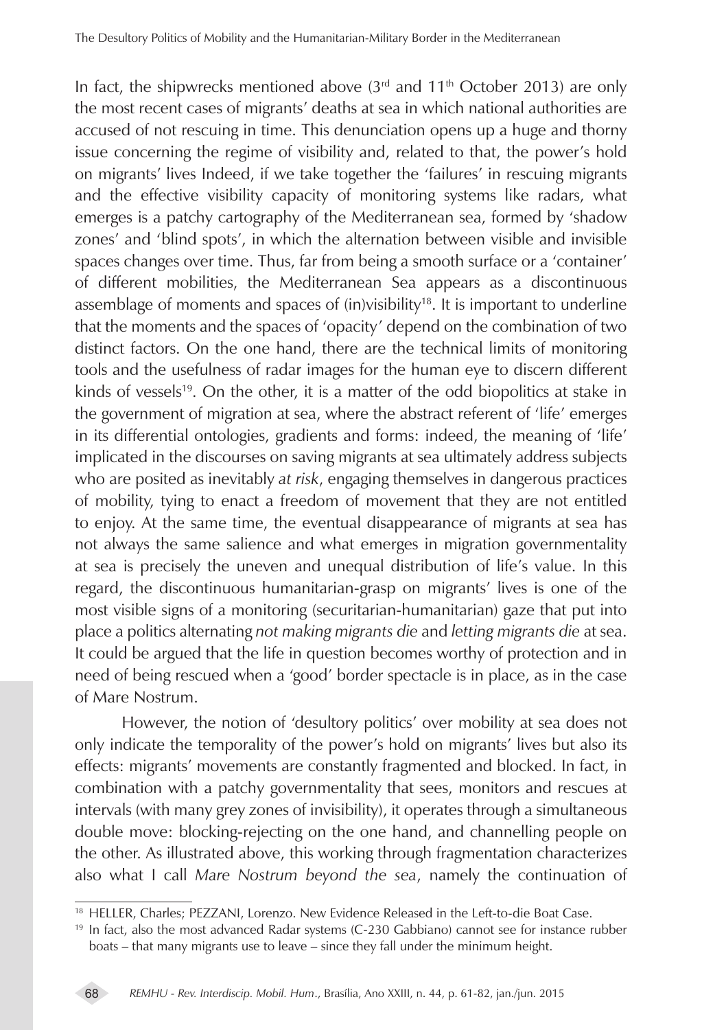In fact, the shipwrecks mentioned above (3rd and 11th October 2013) are only the most recent cases of migrants' deaths at sea in which national authorities are accused of not rescuing in time. This denunciation opens up a huge and thorny issue concerning the regime of visibility and, related to that, the power's hold on migrants' lives Indeed, if we take together the 'failures' in rescuing migrants and the effective visibility capacity of monitoring systems like radars, what emerges is a patchy cartography of the Mediterranean sea, formed by 'shadow zones' and 'blind spots', in which the alternation between visible and invisible spaces changes over time. Thus, far from being a smooth surface or a 'container' of different mobilities, the Mediterranean Sea appears as a discontinuous assemblage of moments and spaces of (in)visibility[18]. It is important to underline that the moments and the spaces of 'opacity' depend on the combination of two distinct factors. On the one hand, there are the technical limits of monitoring tools and the usefulness of radar images for the human eye to discern different kinds of vessels[19]. On the other, it is a matter of the odd biopolitics at stake in the government of migration at sea, where the abstract referent of 'life' emerges in its differential ontologies, gradients and forms: indeed, the meaning of 'life' implicated in the discourses on saving migrants at sea ultimately address subjects who are posited as inevitably *at risk*, engaging themselves in dangerous practices of mobility, tying to enact a freedom of movement that they are not entitled to enjoy. At the same time, the eventual disappearance of migrants at sea has not always the same salience and what emerges in migration governmentality at sea is precisely the uneven and unequal distribution of life's value. In this regard, the discontinuous humanitarian-grasp on migrants' lives is one of the most visible signs of a monitoring (securitarian-humanitarian) gaze that put into place a politics alternating *not making migrants die* and *letting migrants die* at sea. It could be argued that the life in question becomes worthy of protection and in need of being rescued when a 'good' border spectacle is in place, as in the case of Mare Nostrum.

However, the notion of 'desultory politics' over mobility at sea does not only indicate the temporality of the power's hold on migrants' lives but also its effects: migrants' movements are constantly fragmented and blocked. In fact, in combination with a patchy governmentality that sees, monitors and rescues at intervals (with many grey zones of invisibility), it operates through a simultaneous double move: blocking-rejecting on the one hand, and channelling people on the other. As illustrated above, this working through fragmentation characterizes also what I call *Mare Nostrum beyond the sea*, namely the continuation of

---

[18] HELLER, Charles; PEZZANI, Lorenzo. New Evidence Released in the Left-to-die Boat Case.

[19] In fact, also the most advanced Radar systems (C-230 Gabbiano) cannot see for instance rubber boats – that many migrants use to leave – since they fall under the minimum height.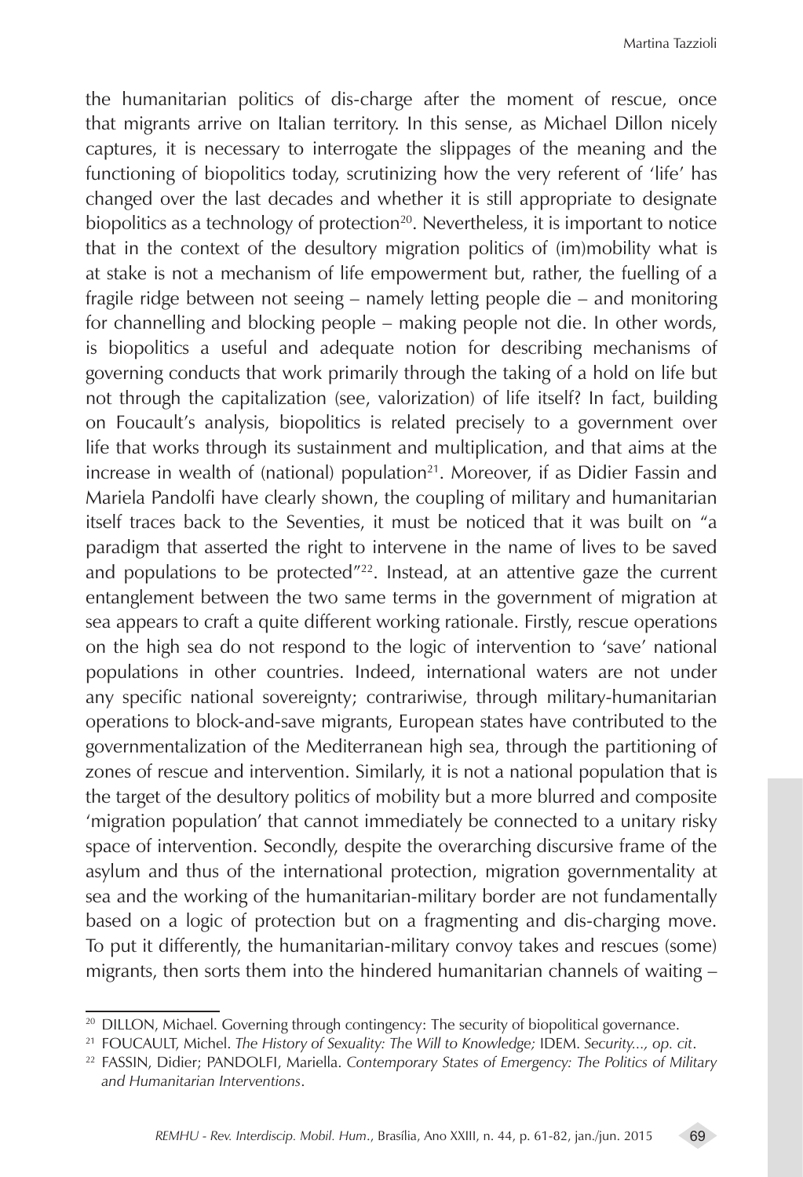the humanitarian politics of dis-charge after the moment of rescue, once that migrants arrive on Italian territory. In this sense, as Michael Dillon nicely captures, it is necessary to interrogate the slippages of the meaning and the functioning of biopolitics today, scrutinizing how the very referent of 'life' has changed over the last decades and whether it is still appropriate to designate biopolitics as a technology of protection[20]. Nevertheless, it is important to notice that in the context of the desultory migration politics of (im)mobility what is at stake is not a mechanism of life empowerment but, rather, the fuelling of a fragile ridge between not seeing – namely letting people die – and monitoring for channelling and blocking people – making people not die. In other words, is biopolitics a useful and adequate notion for describing mechanisms of governing conducts that work primarily through the taking of a hold on life but not through the capitalization (see, valorization) of life itself? In fact, building on Foucault's analysis, biopolitics is related precisely to a government over life that works through its sustainment and multiplication, and that aims at the increase in wealth of (national) population[21]. Moreover, if as Didier Fassin and Mariela Pandolfi have clearly shown, the coupling of military and humanitarian itself traces back to the Seventies, it must be noticed that it was built on "a paradigm that asserted the right to intervene in the name of lives to be saved and populations to be protected"[22]. Instead, at an attentive gaze the current entanglement between the two same terms in the government of migration at sea appears to craft a quite different working rationale. Firstly, rescue operations on the high sea do not respond to the logic of intervention to 'save' national populations in other countries. Indeed, international waters are not under any specific national sovereignty; contrariwise, through military-humanitarian operations to block-and-save migrants, European states have contributed to the governmentalization of the Mediterranean high sea, through the partitioning of zones of rescue and intervention. Similarly, it is not a national population that is the target of the desultory politics of mobility but a more blurred and composite 'migration population' that cannot immediately be connected to a unitary risky space of intervention. Secondly, despite the overarching discursive frame of the asylum and thus of the international protection, migration governmentality at sea and the working of the humanitarian-military border are not fundamentally based on a logic of protection but on a fragmenting and dis-charging move. To put it differently, the humanitarian-military convoy takes and rescues (some) migrants, then sorts them into the hindered humanitarian channels of waiting –

---

[20] DILLON, Michael. Governing through contingency: The security of biopolitical governance.

[21] FOUCAULT, Michel. *The History of Sexuality: The Will to Knowledge;* IDEM. *Security..., op. cit*.

[22] FASSIN, Didier; PANDOLFI, Mariella. *Contemporary States of Emergency: The Politics of Military and Humanitarian Interventions*.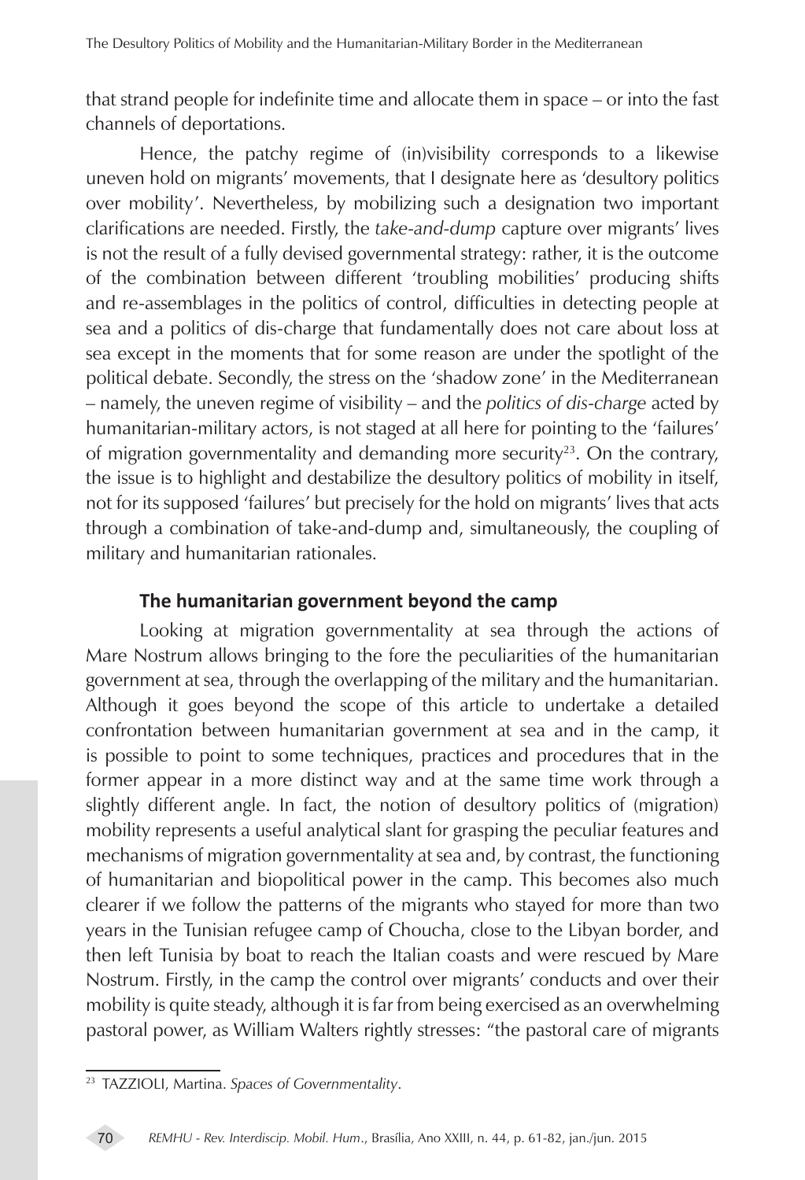that strand people for indefinite time and allocate them in space – or into the fast channels of deportations.

Hence, the patchy regime of (in)visibility corresponds to a likewise uneven hold on migrants' movements, that I designate here as 'desultory politics over mobility'. Nevertheless, by mobilizing such a designation two important clarifications are needed. Firstly, the *take-and-dump* capture over migrants' lives is not the result of a fully devised governmental strategy: rather, it is the outcome of the combination between different 'troubling mobilities' producing shifts and re-assemblages in the politics of control, difficulties in detecting people at sea and a politics of dis-charge that fundamentally does not care about loss at sea except in the moments that for some reason are under the spotlight of the political debate. Secondly, the stress on the 'shadow zone' in the Mediterranean – namely, the uneven regime of visibility – and the *politics of dis-charge* acted by humanitarian-military actors, is not staged at all here for pointing to the 'failures' of migration governmentality and demanding more security[23]. On the contrary, the issue is to highlight and destabilize the desultory politics of mobility in itself, not for its supposed 'failures' but precisely for the hold on migrants' lives that acts through a combination of take-and-dump and, simultaneously, the coupling of military and humanitarian rationales.

## The humanitarian government beyond the camp

Looking at migration governmentality at sea through the actions of Mare Nostrum allows bringing to the fore the peculiarities of the humanitarian government at sea, through the overlapping of the military and the humanitarian. Although it goes beyond the scope of this article to undertake a detailed confrontation between humanitarian government at sea and in the camp, it is possible to point to some techniques, practices and procedures that in the former appear in a more distinct way and at the same time work through a slightly different angle. In fact, the notion of desultory politics of (migration) mobility represents a useful analytical slant for grasping the peculiar features and mechanisms of migration governmentality at sea and, by contrast, the functioning of humanitarian and biopolitical power in the camp. This becomes also much clearer if we follow the patterns of the migrants who stayed for more than two years in the Tunisian refugee camp of Choucha, close to the Libyan border, and then left Tunisia by boat to reach the Italian coasts and were rescued by Mare Nostrum. Firstly, in the camp the control over migrants' conducts and over their mobility is quite steady, although it is far from being exercised as an overwhelming pastoral power, as William Walters rightly stresses: "the pastoral care of migrants

---

[23] TAZZIOLI, Martina. *Spaces of Governmentality*.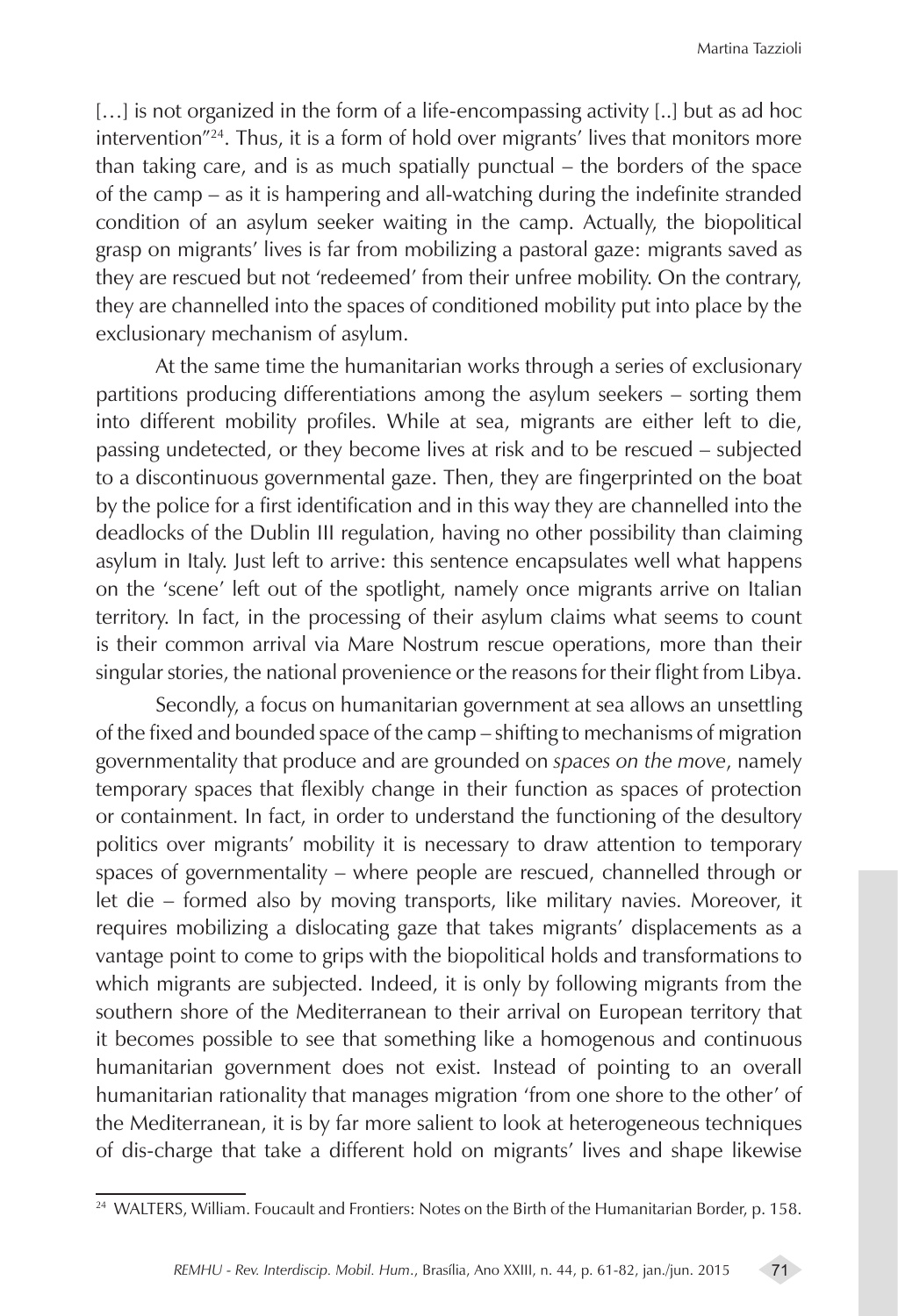[…] is not organized in the form of a life-encompassing activity [..] but as ad hoc intervention"[24]. Thus, it is a form of hold over migrants' lives that monitors more than taking care, and is as much spatially punctual – the borders of the space of the camp – as it is hampering and all-watching during the indefinite stranded condition of an asylum seeker waiting in the camp. Actually, the biopolitical grasp on migrants' lives is far from mobilizing a pastoral gaze: migrants saved as they are rescued but not 'redeemed' from their unfree mobility. On the contrary, they are channelled into the spaces of conditioned mobility put into place by the exclusionary mechanism of asylum.

At the same time the humanitarian works through a series of exclusionary partitions producing differentiations among the asylum seekers – sorting them into different mobility profiles. While at sea, migrants are either left to die, passing undetected, or they become lives at risk and to be rescued – subjected to a discontinuous governmental gaze. Then, they are fingerprinted on the boat by the police for a first identification and in this way they are channelled into the deadlocks of the Dublin III regulation, having no other possibility than claiming asylum in Italy. Just left to arrive: this sentence encapsulates well what happens on the 'scene' left out of the spotlight, namely once migrants arrive on Italian territory. In fact, in the processing of their asylum claims what seems to count is their common arrival via Mare Nostrum rescue operations, more than their singular stories, the national provenience or the reasons for their flight from Libya.

Secondly, a focus on humanitarian government at sea allows an unsettling of the fixed and bounded space of the camp – shifting to mechanisms of migration governmentality that produce and are grounded on *spaces on the move*, namely temporary spaces that flexibly change in their function as spaces of protection or containment. In fact, in order to understand the functioning of the desultory politics over migrants' mobility it is necessary to draw attention to temporary spaces of governmentality – where people are rescued, channelled through or let die – formed also by moving transports, like military navies. Moreover, it requires mobilizing a dislocating gaze that takes migrants' displacements as a vantage point to come to grips with the biopolitical holds and transformations to which migrants are subjected. Indeed, it is only by following migrants from the southern shore of the Mediterranean to their arrival on European territory that it becomes possible to see that something like a homogenous and continuous humanitarian government does not exist. Instead of pointing to an overall humanitarian rationality that manages migration 'from one shore to the other' of the Mediterranean, it is by far more salient to look at heterogeneous techniques of dis-charge that take a different hold on migrants' lives and shape likewise

---

[24] WALTERS, William. Foucault and Frontiers: Notes on the Birth of the Humanitarian Border, p. 158.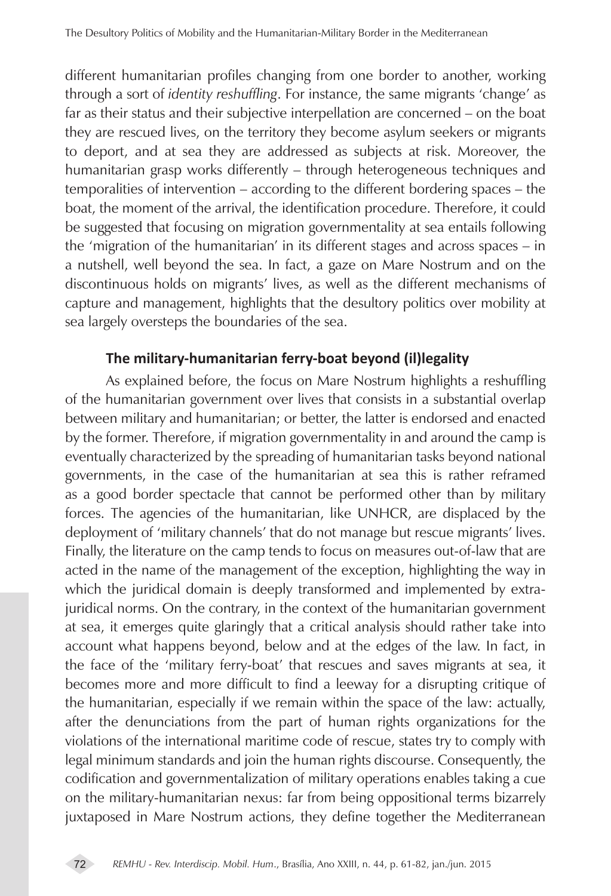different humanitarian profiles changing from one border to another, working through a sort of *identity reshuffling*. For instance, the same migrants 'change' as far as their status and their subjective interpellation are concerned – on the boat they are rescued lives, on the territory they become asylum seekers or migrants to deport, and at sea they are addressed as subjects at risk. Moreover, the humanitarian grasp works differently – through heterogeneous techniques and temporalities of intervention – according to the different bordering spaces – the boat, the moment of the arrival, the identification procedure. Therefore, it could be suggested that focusing on migration governmentality at sea entails following the 'migration of the humanitarian' in its different stages and across spaces – in a nutshell, well beyond the sea. In fact, a gaze on Mare Nostrum and on the discontinuous holds on migrants' lives, as well as the different mechanisms of capture and management, highlights that the desultory politics over mobility at sea largely oversteps the boundaries of the sea.

## The military-humanitarian ferry-boat beyond (il)legality

As explained before, the focus on Mare Nostrum highlights a reshuffling of the humanitarian government over lives that consists in a substantial overlap between military and humanitarian; or better, the latter is endorsed and enacted by the former. Therefore, if migration governmentality in and around the camp is eventually characterized by the spreading of humanitarian tasks beyond national governments, in the case of the humanitarian at sea this is rather reframed as a good border spectacle that cannot be performed other than by military forces. The agencies of the humanitarian, like UNHCR, are displaced by the deployment of 'military channels' that do not manage but rescue migrants' lives. Finally, the literature on the camp tends to focus on measures out-of-law that are acted in the name of the management of the exception, highlighting the way in which the juridical domain is deeply transformed and implemented by extra-juridical norms. On the contrary, in the context of the humanitarian government at sea, it emerges quite glaringly that a critical analysis should rather take into account what happens beyond, below and at the edges of the law. In fact, in the face of the 'military ferry-boat' that rescues and saves migrants at sea, it becomes more and more difficult to find a leeway for a disrupting critique of the humanitarian, especially if we remain within the space of the law: actually, after the denunciations from the part of human rights organizations for the violations of the international maritime code of rescue, states try to comply with legal minimum standards and join the human rights discourse. Consequently, the codification and governmentalization of military operations enables taking a cue on the military-humanitarian nexus: far from being oppositional terms bizarrely juxtaposed in Mare Nostrum actions, they define together the Mediterranean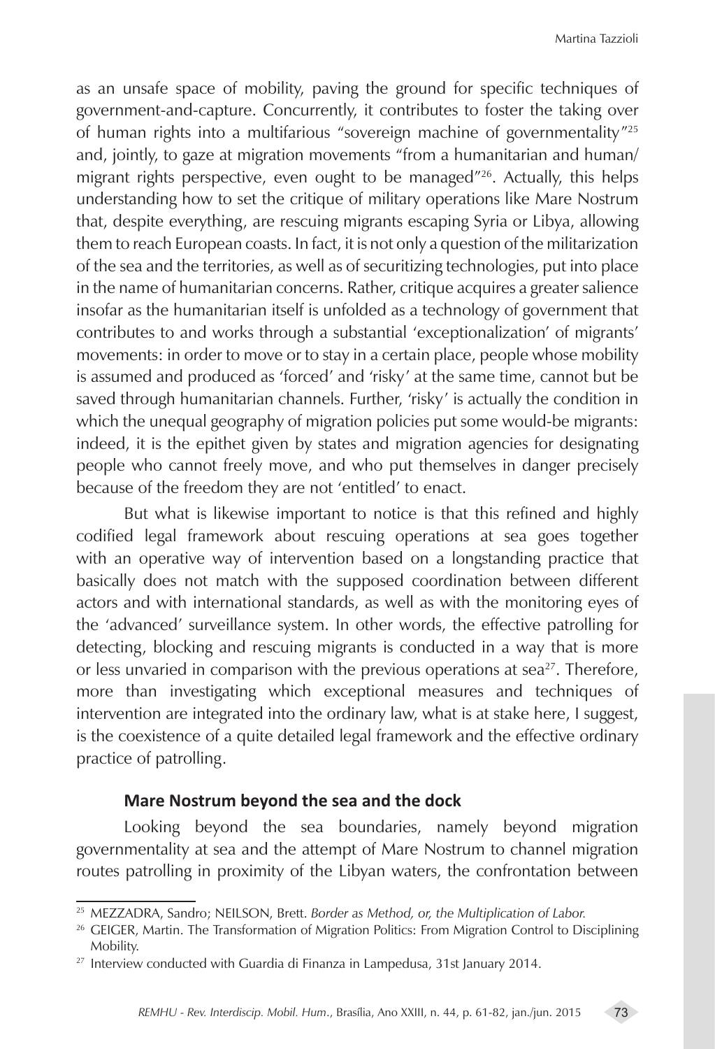as an unsafe space of mobility, paving the ground for specific techniques of government-and-capture. Concurrently, it contributes to foster the taking over of human rights into a multifarious "sovereign machine of governmentality"[25] and, jointly, to gaze at migration movements "from a humanitarian and human/migrant rights perspective, even ought to be managed"[26]. Actually, this helps understanding how to set the critique of military operations like Mare Nostrum that, despite everything, are rescuing migrants escaping Syria or Libya, allowing them to reach European coasts. In fact, it is not only a question of the militarization of the sea and the territories, as well as of securitizing technologies, put into place in the name of humanitarian concerns. Rather, critique acquires a greater salience insofar as the humanitarian itself is unfolded as a technology of government that contributes to and works through a substantial 'exceptionalization' of migrants' movements: in order to move or to stay in a certain place, people whose mobility is assumed and produced as 'forced' and 'risky' at the same time, cannot but be saved through humanitarian channels. Further, 'risky' is actually the condition in which the unequal geography of migration policies put some would-be migrants: indeed, it is the epithet given by states and migration agencies for designating people who cannot freely move, and who put themselves in danger precisely because of the freedom they are not 'entitled' to enact.

But what is likewise important to notice is that this refined and highly codified legal framework about rescuing operations at sea goes together with an operative way of intervention based on a longstanding practice that basically does not match with the supposed coordination between different actors and with international standards, as well as with the monitoring eyes of the 'advanced' surveillance system. In other words, the effective patrolling for detecting, blocking and rescuing migrants is conducted in a way that is more or less unvaried in comparison with the previous operations at sea[27]. Therefore, more than investigating which exceptional measures and techniques of intervention are integrated into the ordinary law, what is at stake here, I suggest, is the coexistence of a quite detailed legal framework and the effective ordinary practice of patrolling.

### Mare Nostrum beyond the sea and the dock

Looking beyond the sea boundaries, namely beyond migration governmentality at sea and the attempt of Mare Nostrum to channel migration routes patrolling in proximity of the Libyan waters, the confrontation between

---

[25] MEZZADRA, Sandro; NEILSON, Brett. *Border as Method, or, the Multiplication of Labor.*

[26] GEIGER, Martin. The Transformation of Migration Politics: From Migration Control to Disciplining Mobility.

[27] Interview conducted with Guardia di Finanza in Lampedusa, 31st January 2014.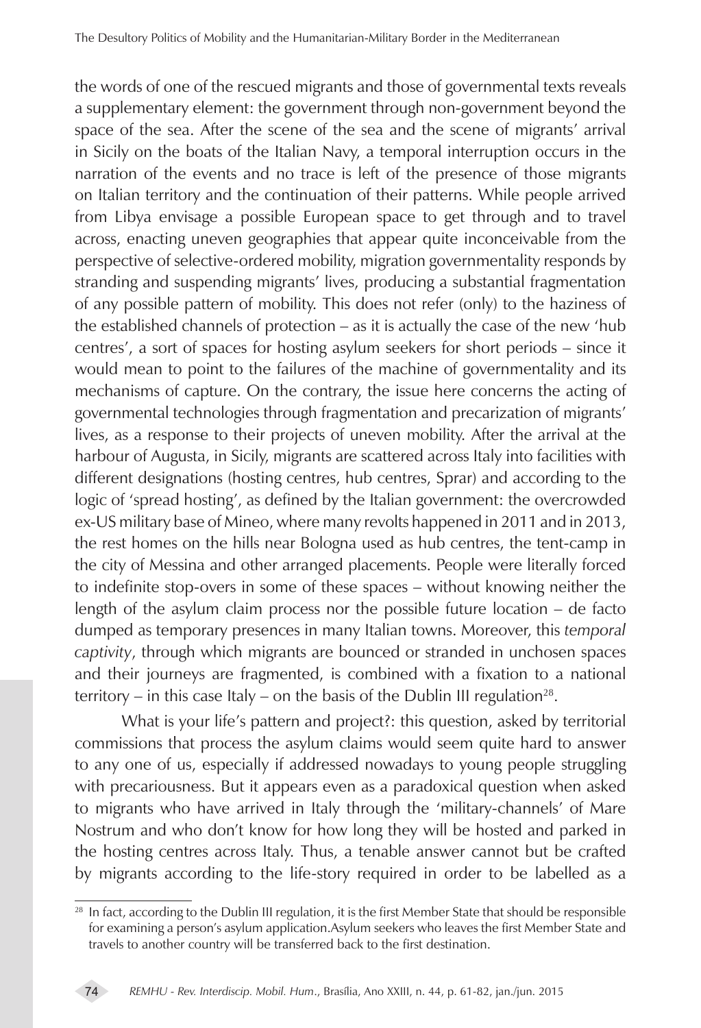the words of one of the rescued migrants and those of governmental texts reveals a supplementary element: the government through non-government beyond the space of the sea. After the scene of the sea and the scene of migrants' arrival in Sicily on the boats of the Italian Navy, a temporal interruption occurs in the narration of the events and no trace is left of the presence of those migrants on Italian territory and the continuation of their patterns. While people arrived from Libya envisage a possible European space to get through and to travel across, enacting uneven geographies that appear quite inconceivable from the perspective of selective-ordered mobility, migration governmentality responds by stranding and suspending migrants' lives, producing a substantial fragmentation of any possible pattern of mobility. This does not refer (only) to the haziness of the established channels of protection – as it is actually the case of the new 'hub centres', a sort of spaces for hosting asylum seekers for short periods – since it would mean to point to the failures of the machine of governmentality and its mechanisms of capture. On the contrary, the issue here concerns the acting of governmental technologies through fragmentation and precarization of migrants' lives, as a response to their projects of uneven mobility. After the arrival at the harbour of Augusta, in Sicily, migrants are scattered across Italy into facilities with different designations (hosting centres, hub centres, Sprar) and according to the logic of 'spread hosting', as defined by the Italian government: the overcrowded ex-US military base of Mineo, where many revolts happened in 2011 and in 2013, the rest homes on the hills near Bologna used as hub centres, the tent-camp in the city of Messina and other arranged placements. People were literally forced to indefinite stop-overs in some of these spaces – without knowing neither the length of the asylum claim process nor the possible future location – de facto dumped as temporary presences in many Italian towns. Moreover, this *temporal captivity*, through which migrants are bounced or stranded in unchosen spaces and their journeys are fragmented, is combined with a fixation to a national territory – in this case Italy – on the basis of the Dublin III regulation[28].

What is your life's pattern and project?: this question, asked by territorial commissions that process the asylum claims would seem quite hard to answer to any one of us, especially if addressed nowadays to young people struggling with precariousness. But it appears even as a paradoxical question when asked to migrants who have arrived in Italy through the 'military-channels' of Mare Nostrum and who don't know for how long they will be hosted and parked in the hosting centres across Italy. Thus, a tenable answer cannot but be crafted by migrants according to the life-story required in order to be labelled as a

---

[28] In fact, according to the Dublin III regulation, it is the first Member State that should be responsible for examining a person's asylum application.Asylum seekers who leaves the first Member State and travels to another country will be transferred back to the first destination.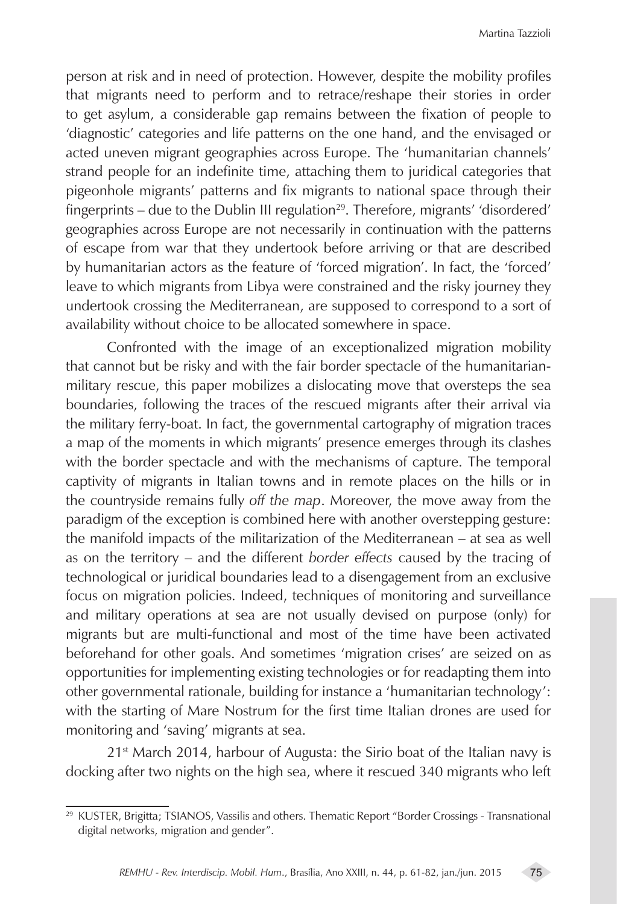person at risk and in need of protection. However, despite the mobility profiles that migrants need to perform and to retrace/reshape their stories in order to get asylum, a considerable gap remains between the fixation of people to 'diagnostic' categories and life patterns on the one hand, and the envisaged or acted uneven migrant geographies across Europe. The 'humanitarian channels' strand people for an indefinite time, attaching them to juridical categories that pigeonhole migrants' patterns and fix migrants to national space through their fingerprints – due to the Dublin III regulation[29]. Therefore, migrants' 'disordered' geographies across Europe are not necessarily in continuation with the patterns of escape from war that they undertook before arriving or that are described by humanitarian actors as the feature of 'forced migration'. In fact, the 'forced' leave to which migrants from Libya were constrained and the risky journey they undertook crossing the Mediterranean, are supposed to correspond to a sort of availability without choice to be allocated somewhere in space.

Confronted with the image of an exceptionalized migration mobility that cannot but be risky and with the fair border spectacle of the humanitarian-military rescue, this paper mobilizes a dislocating move that oversteps the sea boundaries, following the traces of the rescued migrants after their arrival via the military ferry-boat. In fact, the governmental cartography of migration traces a map of the moments in which migrants' presence emerges through its clashes with the border spectacle and with the mechanisms of capture. The temporal captivity of migrants in Italian towns and in remote places on the hills or in the countryside remains fully *off the map*. Moreover, the move away from the paradigm of the exception is combined here with another overstepping gesture: the manifold impacts of the militarization of the Mediterranean – at sea as well as on the territory – and the different *border effects* caused by the tracing of technological or juridical boundaries lead to a disengagement from an exclusive focus on migration policies. Indeed, techniques of monitoring and surveillance and military operations at sea are not usually devised on purpose (only) for migrants but are multi-functional and most of the time have been activated beforehand for other goals. And sometimes 'migration crises' are seized on as opportunities for implementing existing technologies or for readapting them into other governmental rationale, building for instance a 'humanitarian technology': with the starting of Mare Nostrum for the first time Italian drones are used for monitoring and 'saving' migrants at sea.

21st March 2014, harbour of Augusta: the Sirio boat of the Italian navy is docking after two nights on the high sea, where it rescued 340 migrants who left

[29] KUSTER, Brigitta; TSIANOS, Vassilis and others. Thematic Report "Border Crossings - Transnational digital networks, migration and gender".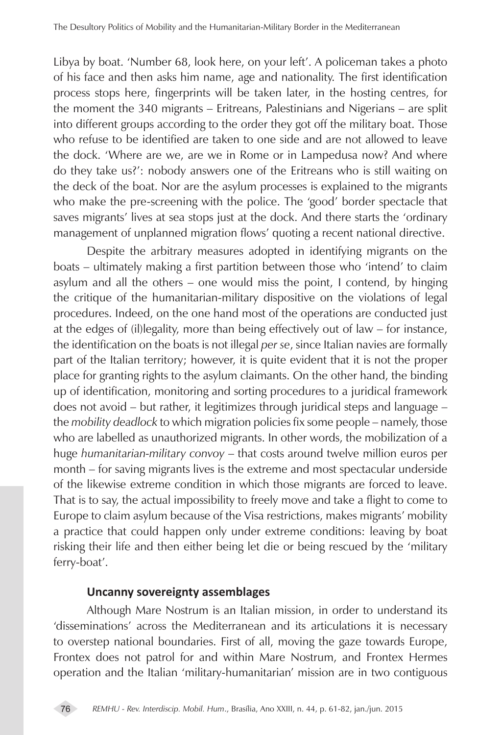Libya by boat. 'Number 68, look here, on your left'. A policeman takes a photo of his face and then asks him name, age and nationality. The first identification process stops here, fingerprints will be taken later, in the hosting centres, for the moment the 340 migrants – Eritreans, Palestinians and Nigerians – are split into different groups according to the order they got off the military boat. Those who refuse to be identified are taken to one side and are not allowed to leave the dock. 'Where are we, are we in Rome or in Lampedusa now? And where do they take us?': nobody answers one of the Eritreans who is still waiting on the deck of the boat. Nor are the asylum processes is explained to the migrants who make the pre-screening with the police. The 'good' border spectacle that saves migrants' lives at sea stops just at the dock. And there starts the 'ordinary management of unplanned migration flows' quoting a recent national directive.

Despite the arbitrary measures adopted in identifying migrants on the boats – ultimately making a first partition between those who 'intend' to claim asylum and all the others – one would miss the point, I contend, by hinging the critique of the humanitarian-military dispositive on the violations of legal procedures. Indeed, on the one hand most of the operations are conducted just at the edges of (il)legality, more than being effectively out of law – for instance, the identification on the boats is not illegal *per se*, since Italian navies are formally part of the Italian territory; however, it is quite evident that it is not the proper place for granting rights to the asylum claimants. On the other hand, the binding up of identification, monitoring and sorting procedures to a juridical framework does not avoid – but rather, it legitimizes through juridical steps and language – the *mobility deadlock* to which migration policies fix some people – namely, those who are labelled as unauthorized migrants. In other words, the mobilization of a huge *humanitarian-military convoy* – that costs around twelve million euros per month – for saving migrants lives is the extreme and most spectacular underside of the likewise extreme condition in which those migrants are forced to leave. That is to say, the actual impossibility to freely move and take a flight to come to Europe to claim asylum because of the Visa restrictions, makes migrants' mobility a practice that could happen only under extreme conditions: leaving by boat risking their life and then either being let die or being rescued by the 'military ferry-boat'.

### Uncanny sovereignty assemblages

Although Mare Nostrum is an Italian mission, in order to understand its 'disseminations' across the Mediterranean and its articulations it is necessary to overstep national boundaries. First of all, moving the gaze towards Europe, Frontex does not patrol for and within Mare Nostrum, and Frontex Hermes operation and the Italian 'military-humanitarian' mission are in two contiguous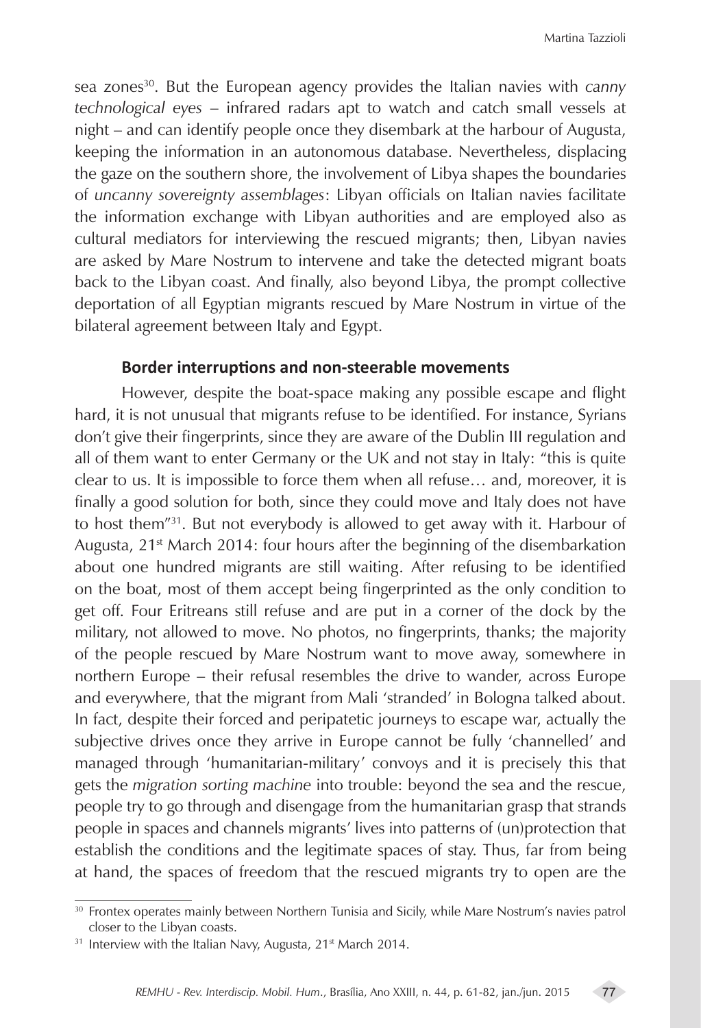sea zones[30]. But the European agency provides the Italian navies with *canny technological eyes* – infrared radars apt to watch and catch small vessels at night – and can identify people once they disembark at the harbour of Augusta, keeping the information in an autonomous database. Nevertheless, displacing the gaze on the southern shore, the involvement of Libya shapes the boundaries of *uncanny sovereignty assemblages*: Libyan officials on Italian navies facilitate the information exchange with Libyan authorities and are employed also as cultural mediators for interviewing the rescued migrants; then, Libyan navies are asked by Mare Nostrum to intervene and take the detected migrant boats back to the Libyan coast. And finally, also beyond Libya, the prompt collective deportation of all Egyptian migrants rescued by Mare Nostrum in virtue of the bilateral agreement between Italy and Egypt.

### Border interruptions and non-steerable movements

However, despite the boat-space making any possible escape and flight hard, it is not unusual that migrants refuse to be identified. For instance, Syrians don't give their fingerprints, since they are aware of the Dublin III regulation and all of them want to enter Germany or the UK and not stay in Italy: "this is quite clear to us. It is impossible to force them when all refuse… and, moreover, it is finally a good solution for both, since they could move and Italy does not have to host them"[31]. But not everybody is allowed to get away with it. Harbour of Augusta, 21st March 2014: four hours after the beginning of the disembarkation about one hundred migrants are still waiting. After refusing to be identified on the boat, most of them accept being fingerprinted as the only condition to get off. Four Eritreans still refuse and are put in a corner of the dock by the military, not allowed to move. No photos, no fingerprints, thanks; the majority of the people rescued by Mare Nostrum want to move away, somewhere in northern Europe – their refusal resembles the drive to wander, across Europe and everywhere, that the migrant from Mali 'stranded' in Bologna talked about. In fact, despite their forced and peripatetic journeys to escape war, actually the subjective drives once they arrive in Europe cannot be fully 'channelled' and managed through 'humanitarian-military' convoys and it is precisely this that gets the *migration sorting machine* into trouble: beyond the sea and the rescue, people try to go through and disengage from the humanitarian grasp that strands people in spaces and channels migrants' lives into patterns of (un)protection that establish the conditions and the legitimate spaces of stay. Thus, far from being at hand, the spaces of freedom that the rescued migrants try to open are the

---

[30] Frontex operates mainly between Northern Tunisia and Sicily, while Mare Nostrum's navies patrol closer to the Libyan coasts.

[31] Interview with the Italian Navy, Augusta, 21st March 2014.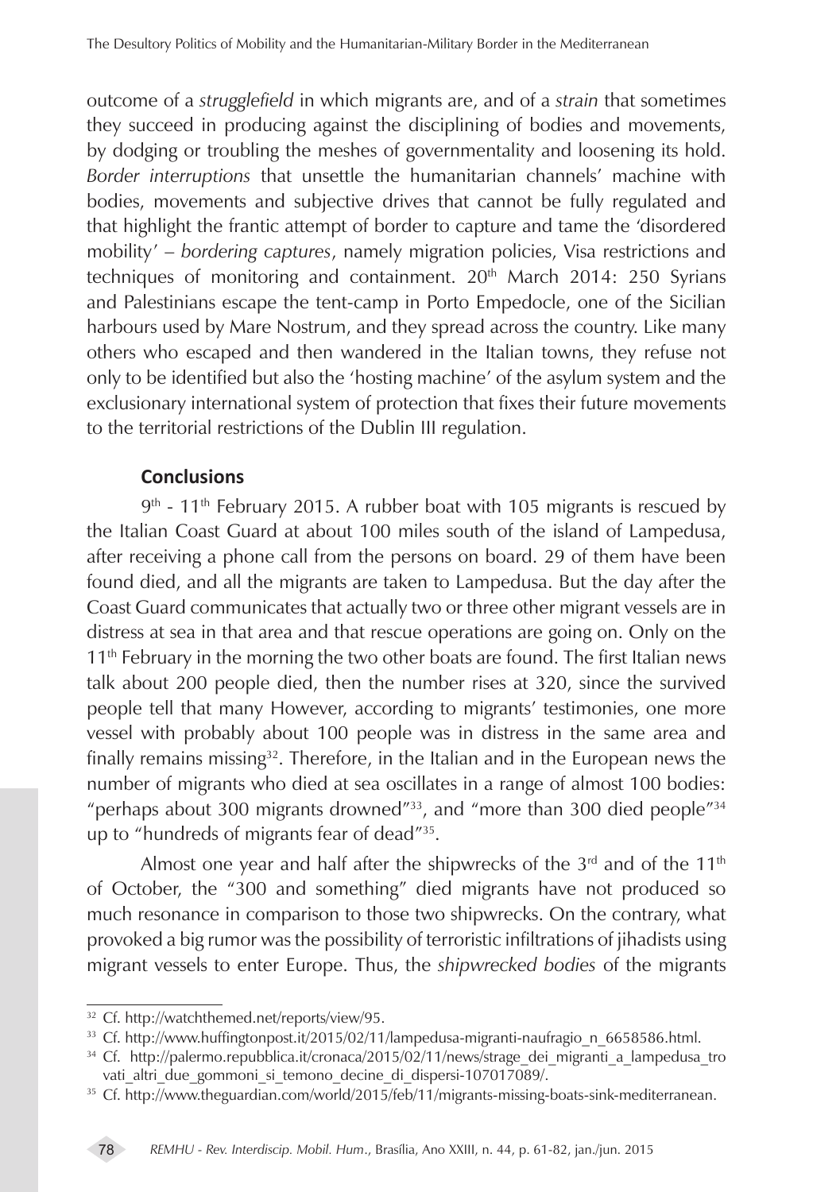outcome of a *strugglefield* in which migrants are, and of a *strain* that sometimes they succeed in producing against the disciplining of bodies and movements, by dodging or troubling the meshes of governmentality and loosening its hold. *Border interruptions* that unsettle the humanitarian channels' machine with bodies, movements and subjective drives that cannot be fully regulated and that highlight the frantic attempt of border to capture and tame the 'disordered mobility' – *bordering captures*, namely migration policies, Visa restrictions and techniques of monitoring and containment. 20th March 2014: 250 Syrians and Palestinians escape the tent-camp in Porto Empedocle, one of the Sicilian harbours used by Mare Nostrum, and they spread across the country. Like many others who escaped and then wandered in the Italian towns, they refuse not only to be identified but also the 'hosting machine' of the asylum system and the exclusionary international system of protection that fixes their future movements to the territorial restrictions of the Dublin III regulation.

## Conclusions

9th - 11th February 2015. A rubber boat with 105 migrants is rescued by the Italian Coast Guard at about 100 miles south of the island of Lampedusa, after receiving a phone call from the persons on board. 29 of them have been found died, and all the migrants are taken to Lampedusa. But the day after the Coast Guard communicates that actually two or three other migrant vessels are in distress at sea in that area and that rescue operations are going on. Only on the 11th February in the morning the two other boats are found. The first Italian news talk about 200 people died, then the number rises at 320, since the survived people tell that many However, according to migrants' testimonies, one more vessel with probably about 100 people was in distress in the same area and finally remains missing[32]. Therefore, in the Italian and in the European news the number of migrants who died at sea oscillates in a range of almost 100 bodies: "perhaps about 300 migrants drowned"[33], and "more than 300 died people"[34] up to "hundreds of migrants fear of dead"[35].

Almost one year and half after the shipwrecks of the 3rd and of the 11th of October, the "300 and something" died migrants have not produced so much resonance in comparison to those two shipwrecks. On the contrary, what provoked a big rumor was the possibility of terroristic infiltrations of jihadists using migrant vessels to enter Europe. Thus, the *shipwrecked bodies* of the migrants

---

[32] Cf. http://watchthemed.net/reports/view/95.

[33] Cf. http://www.huffingtonpost.it/2015/02/11/lampedusa-migranti-naufragio_n_6658586.html.

[34] Cf. http://palermo.repubblica.it/cronaca/2015/02/11/news/strage_dei_migranti_a_lampedusa_trovati_altri_due_gommoni_si_temono_decine_di_dispersi-107017089/.

[35] Cf. http://www.theguardian.com/world/2015/feb/11/migrants-missing-boats-sink-mediterranean.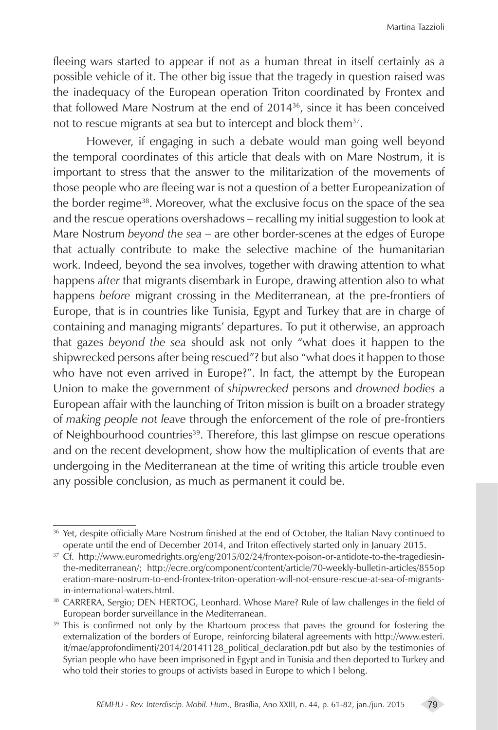fleeing wars started to appear if not as a human threat in itself certainly as a possible vehicle of it. The other big issue that the tragedy in question raised was the inadequacy of the European operation Triton coordinated by Frontex and that followed Mare Nostrum at the end of 2014[36], since it has been conceived not to rescue migrants at sea but to intercept and block them[37].

However, if engaging in such a debate would man going well beyond the temporal coordinates of this article that deals with on Mare Nostrum, it is important to stress that the answer to the militarization of the movements of those people who are fleeing war is not a question of a better Europeanization of the border regime[38]. Moreover, what the exclusive focus on the space of the sea and the rescue operations overshadows – recalling my initial suggestion to look at Mare Nostrum *beyond the sea* – are other border-scenes at the edges of Europe that actually contribute to make the selective machine of the humanitarian work. Indeed, beyond the sea involves, together with drawing attention to what happens *after* that migrants disembark in Europe, drawing attention also to what happens *before* migrant crossing in the Mediterranean, at the pre-frontiers of Europe, that is in countries like Tunisia, Egypt and Turkey that are in charge of containing and managing migrants' departures. To put it otherwise, an approach that gazes *beyond the sea* should ask not only "what does it happen to the shipwrecked persons after being rescued"? but also "what does it happen to those who have not even arrived in Europe?". In fact, the attempt by the European Union to make the government of *shipwrecked* persons and *drowned bodies* a European affair with the launching of Triton mission is built on a broader strategy of *making people not leave* through the enforcement of the role of pre-frontiers of Neighbourhood countries[39]. Therefore, this last glimpse on rescue operations and on the recent development, show how the multiplication of events that are undergoing in the Mediterranean at the time of writing this article trouble even any possible conclusion, as much as permanent it could be.

---

[36] Yet, despite officially Mare Nostrum finished at the end of October, the Italian Navy continued to operate until the end of December 2014, and Triton effectively started only in January 2015.

[37] Cf. http://www.euromedrights.org/eng/2015/02/24/frontex-poison-or-antidote-to-the-tragediesin-the-mediterranean/; http://ecre.org/component/content/article/70-weekly-bulletin-articles/855operation-mare-nostrum-to-end-frontex-triton-operation-will-not-ensure-rescue-at-sea-of-migrants-in-international-waters.html.

[38] CARRERA, Sergio; DEN HERTOG, Leonhard. Whose Mare? Rule of law challenges in the field of European border surveillance in the Mediterranean.

[39] This is confirmed not only by the Khartoum process that paves the ground for fostering the externalization of the borders of Europe, reinforcing bilateral agreements with http://www.esteri.it/mae/approfondimenti/2014/20141128_political_declaration.pdf but also by the testimonies of Syrian people who have been imprisoned in Egypt and in Tunisia and then deported to Turkey and who told their stories to groups of activists based in Europe to which I belong.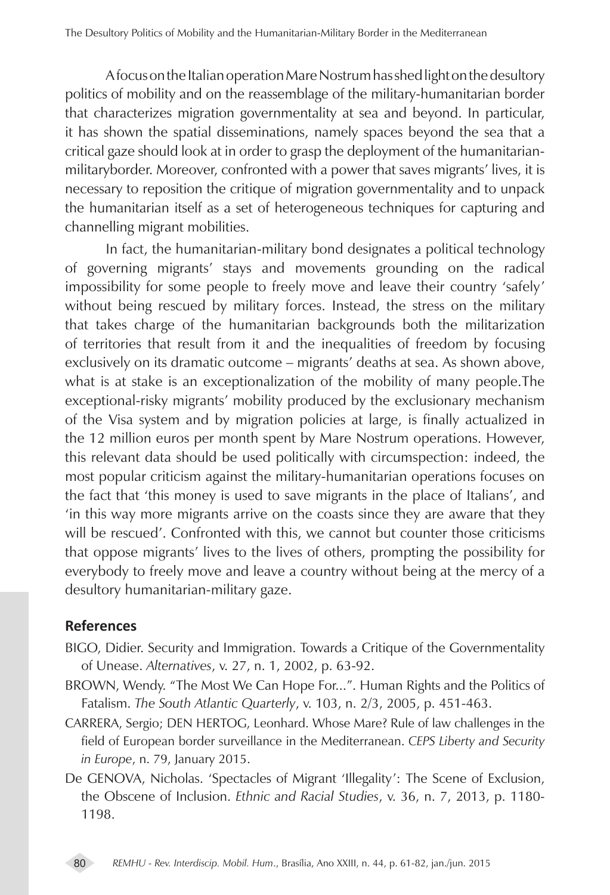A focus on the Italian operation Mare Nostrum has shed light on the desultory politics of mobility and on the reassemblage of the military-humanitarian border that characterizes migration governmentality at sea and beyond. In particular, it has shown the spatial disseminations, namely spaces beyond the sea that a critical gaze should look at in order to grasp the deployment of the humanitarian-militaryborder. Moreover, confronted with a power that saves migrants' lives, it is necessary to reposition the critique of migration governmentality and to unpack the humanitarian itself as a set of heterogeneous techniques for capturing and channelling migrant mobilities.

In fact, the humanitarian-military bond designates a political technology of governing migrants' stays and movements grounding on the radical impossibility for some people to freely move and leave their country 'safely' without being rescued by military forces. Instead, the stress on the military that takes charge of the humanitarian backgrounds both the militarization of territories that result from it and the inequalities of freedom by focusing exclusively on its dramatic outcome – migrants' deaths at sea. As shown above, what is at stake is an exceptionalization of the mobility of many people.The exceptional-risky migrants' mobility produced by the exclusionary mechanism of the Visa system and by migration policies at large, is finally actualized in the 12 million euros per month spent by Mare Nostrum operations. However, this relevant data should be used politically with circumspection: indeed, the most popular criticism against the military-humanitarian operations focuses on the fact that 'this money is used to save migrants in the place of Italians', and 'in this way more migrants arrive on the coasts since they are aware that they will be rescued'. Confronted with this, we cannot but counter those criticisms that oppose migrants' lives to the lives of others, prompting the possibility for everybody to freely move and leave a country without being at the mercy of a desultory humanitarian-military gaze.

## References

BIGO, Didier. Security and Immigration. Towards a Critique of the Governmentality of Unease. *Alternatives*, v. 27, n. 1, 2002, p. 63-92.

BROWN, Wendy. "The Most We Can Hope For...". Human Rights and the Politics of Fatalism. *The South Atlantic Quarterly*, v. 103, n. 2/3, 2005, p. 451-463.

CARRERA, Sergio; DEN HERTOG, Leonhard. Whose Mare? Rule of law challenges in the field of European border surveillance in the Mediterranean. *CEPS Liberty and Security in Europe*, n. 79, January 2015.

De GENOVA, Nicholas. 'Spectacles of Migrant 'Illegality': The Scene of Exclusion, the Obscene of Inclusion. *Ethnic and Racial Studies*, v. 36, n. 7, 2013, p. 1180-1198.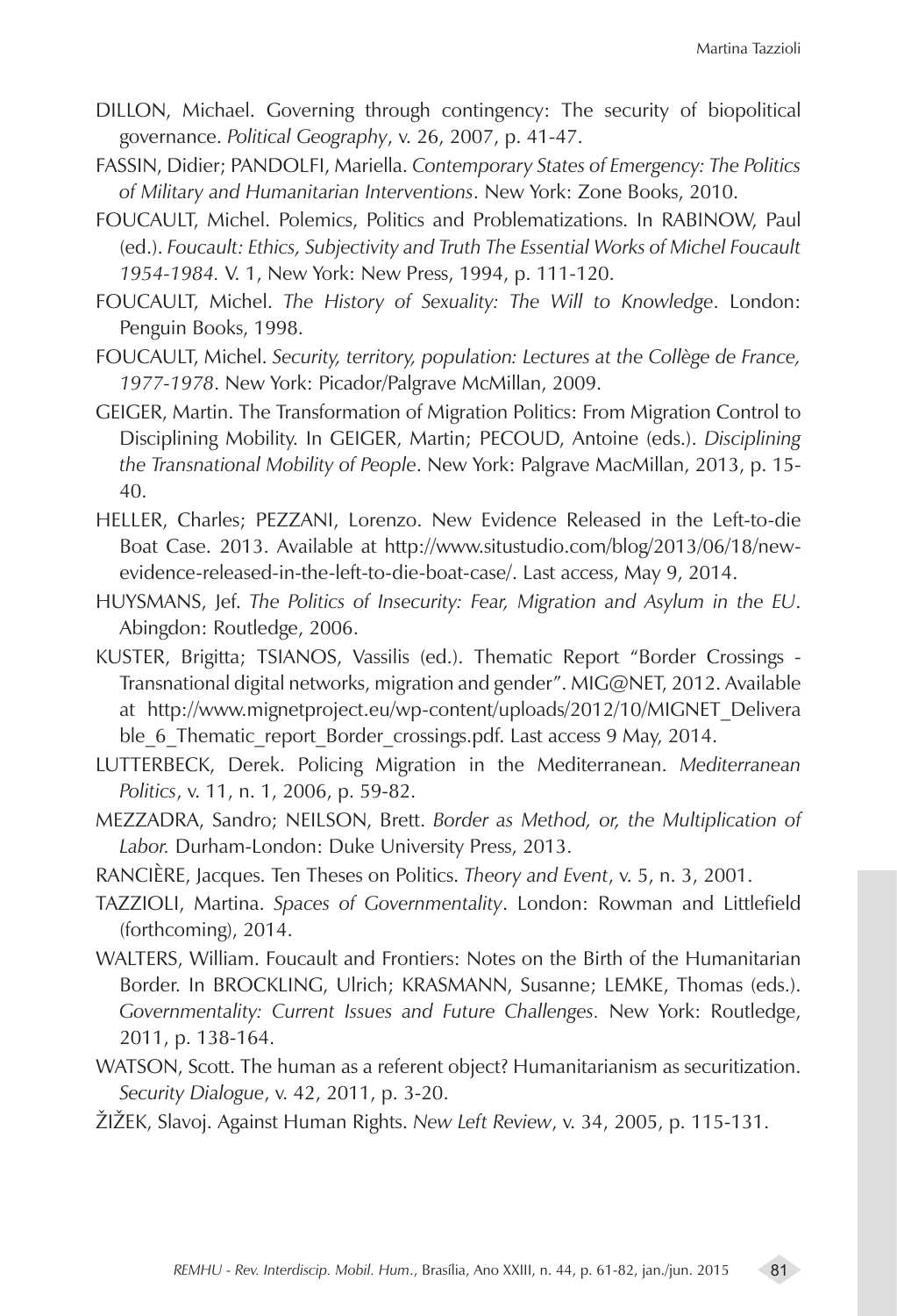DILLON, Michael. Governing through contingency: The security of biopolitical governance. *Political Geography*, v. 26, 2007, p. 41-47.

FASSIN, Didier; PANDOLFI, Mariella. *Contemporary States of Emergency: The Politics of Military and Humanitarian Interventions*. New York: Zone Books, 2010.

FOUCAULT, Michel. Polemics, Politics and Problematizations. In RABINOW, Paul (ed.). *Foucault: Ethics, Subjectivity and Truth The Essential Works of Michel Foucault 1954-1984*. V. 1, New York: New Press, 1994, p. 111-120.

FOUCAULT, Michel. *The History of Sexuality: The Will to Knowledge*. London: Penguin Books, 1998.

FOUCAULT, Michel. *Security, territory, population: Lectures at the Collège de France, 1977-1978*. New York: Picador/Palgrave McMillan, 2009.

GEIGER, Martin. The Transformation of Migration Politics: From Migration Control to Disciplining Mobility. In GEIGER, Martin; PECOUD, Antoine (eds.). *Disciplining the Transnational Mobility of People*. New York: Palgrave MacMillan, 2013, p. 15-40.

HELLER, Charles; PEZZANI, Lorenzo. New Evidence Released in the Left-to-die Boat Case. 2013. Available at http://www.situstudio.com/blog/2013/06/18/new-evidence-released-in-the-left-to-die-boat-case/. Last access, May 9, 2014.

HUYSMANS, Jef. *The Politics of Insecurity: Fear, Migration and Asylum in the EU*. Abingdon: Routledge, 2006.

KUSTER, Brigitta; TSIANOS, Vassilis (ed.). Thematic Report "Border Crossings - Transnational digital networks, migration and gender". MIG@NET, 2012. Available at http://www.mignetproject.eu/wp-content/uploads/2012/10/MIGNET_Deliverable_6_Thematic_report_Border_crossings.pdf. Last access 9 May, 2014.

LUTTERBECK, Derek. Policing Migration in the Mediterranean. *Mediterranean Politics*, v. 11, n. 1, 2006, p. 59-82.

MEZZADRA, Sandro; NEILSON, Brett. *Border as Method, or, the Multiplication of Labor.* Durham-London: Duke University Press, 2013.

RANCIÈRE, Jacques. Ten Theses on Politics. *Theory and Event*, v. 5, n. 3, 2001.

TAZZIOLI, Martina. *Spaces of Governmentality*. London: Rowman and Littlefield (forthcoming), 2014.

WALTERS, William. Foucault and Frontiers: Notes on the Birth of the Humanitarian Border. In BROCKLING, Ulrich; KRASMANN, Susanne; LEMKE, Thomas (eds.). *Governmentality: Current Issues and Future Challenges*. New York: Routledge, 2011, p. 138-164.

WATSON, Scott. The human as a referent object? Humanitarianism as securitization. *Security Dialogue*, v. 42, 2011, p. 3-20.

ŽIŽEK, Slavoj. Against Human Rights. *New Left Review*, v. 34, 2005, p. 115-131.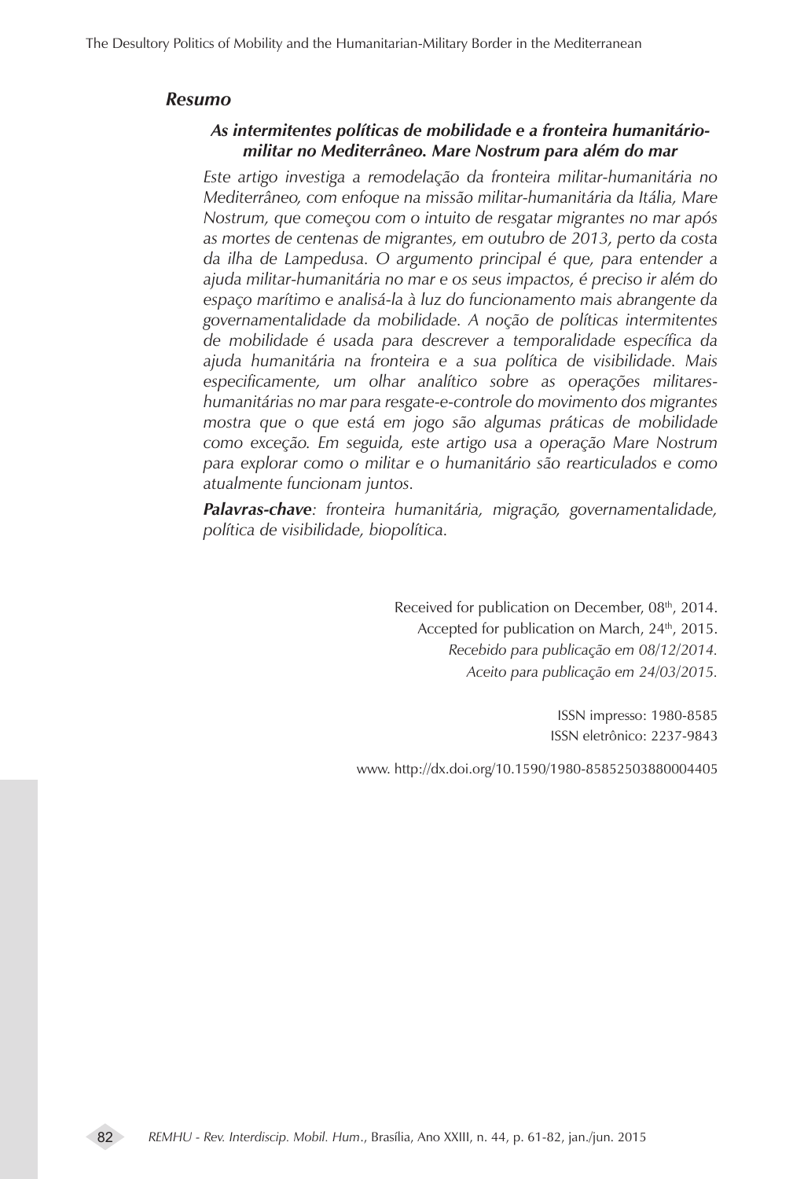## *Resumo*

### ***As intermitentes políticas de mobilidade e a fronteira humanitário-militar no Mediterrâneo. Mare Nostrum para além do mar***

*Este artigo investiga a remodelação da fronteira militar-humanitária no Mediterrâneo, com enfoque na missão militar-humanitária da Itália, Mare Nostrum, que começou com o intuito de resgatar migrantes no mar após as mortes de centenas de migrantes, em outubro de 2013, perto da costa da ilha de Lampedusa. O argumento principal é que, para entender a ajuda militar-humanitária no mar e os seus impactos, é preciso ir além do espaço marítimo e analisá-la à luz do funcionamento mais abrangente da governamentalidade da mobilidade. A noção de políticas intermitentes de mobilidade é usada para descrever a temporalidade específica da ajuda humanitária na fronteira e a sua política de visibilidade. Mais especificamente, um olhar analítico sobre as operações militares-humanitárias no mar para resgate-e-controle do movimento dos migrantes mostra que o que está em jogo são algumas práticas de mobilidade como exceção. Em seguida, este artigo usa a operação Mare Nostrum para explorar como o militar e o humanitário são rearticulados e como atualmente funcionam juntos.*

***Palavras-chave****: fronteira humanitária, migração, governamentalidade, política de visibilidade, biopolítica.*

Received for publication on December, 08th, 2014.
Accepted for publication on March, 24th, 2015.
*Recebido para publicação em 08/12/2014.*
*Aceito para publicação em 24/03/2015.*

ISSN impresso: 1980-8585
ISSN eletrônico: 2237-9843

www. http://dx.doi.org/10.1590/1980-85852503880004405